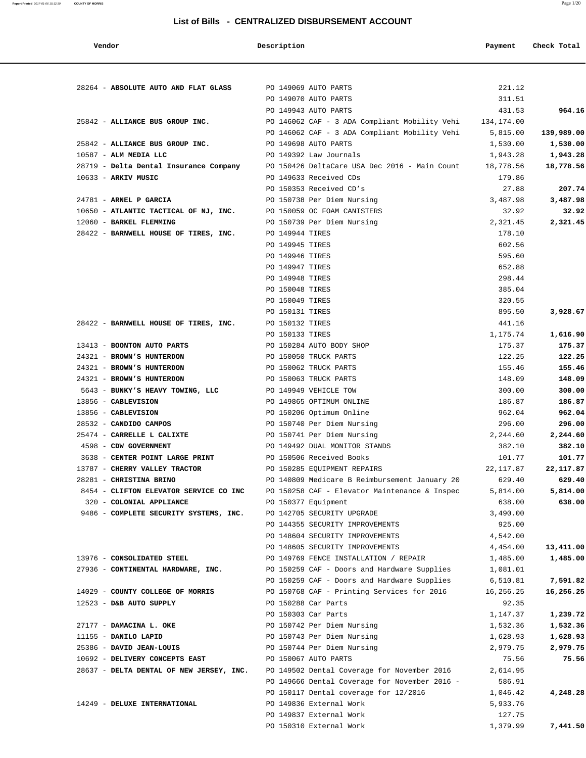## List of Bills - CENTRALIZED DISBURSEMENT ACCOUNT

| Vendor | Description | Payment | Check Total |
|---|---|---|---|
| 28264 - **ABSOLUTE AUTO AND FLAT GLASS** | PO 149069 AUTO PARTS | 221.12 | |
| | PO 149070 AUTO PARTS | 311.51 | |
| | PO 149943 AUTO PARTS | 431.53 | **964.16** |
| 25842 - **ALLIANCE BUS GROUP INC.** | PO 146062 CAF - 3 ADA Compliant Mobility Vehi | 134,174.00 | |
| | PO 146062 CAF - 3 ADA Compliant Mobility Vehi | 5,815.00 | **139,989.00** |
| 25842 - **ALLIANCE BUS GROUP INC.** | PO 149698 AUTO PARTS | 1,530.00 | **1,530.00** |
| 10587 - **ALM MEDIA LLC** | PO 149392 Law Journals | 1,943.28 | **1,943.28** |
| 28719 - **Delta Dental Insurance Company** | PO 150426 DeltaCare USA Dec 2016 - Main Count | 18,778.56 | **18,778.56** |
| 10633 - **ARKIV MUSIC** | PO 149633 Received CDs | 179.86 | |
| | PO 150353 Received CD's | 27.88 | **207.74** |
| 24781 - **ARNEL P GARCIA** | PO 150738 Per Diem Nursing | 3,487.98 | **3,487.98** |
| 10650 - **ATLANTIC TACTICAL OF NJ, INC.** | PO 150059 OC FOAM CANISTERS | 32.92 | **32.92** |
| 12060 - **BARKEL FLEMMING** | PO 150739 Per Diem Nursing | 2,321.45 | **2,321.45** |
| 28422 - **BARNWELL HOUSE OF TIRES, INC.** | PO 149944 TIRES | 178.10 | |
| | PO 149945 TIRES | 602.56 | |
| | PO 149946 TIRES | 595.60 | |
| | PO 149947 TIRES | 652.88 | |
| | PO 149948 TIRES | 298.44 | |
| | PO 150048 TIRES | 385.04 | |
| | PO 150049 TIRES | 320.55 | |
| | PO 150131 TIRES | 895.50 | **3,928.67** |
| 28422 - **BARNWELL HOUSE OF TIRES, INC.** | PO 150132 TIRES | 441.16 | |
| | PO 150133 TIRES | 1,175.74 | **1,616.90** |
| 13413 - **BOONTON AUTO PARTS** | PO 150284 AUTO BODY SHOP | 175.37 | **175.37** |
| 24321 - **BROWN'S HUNTERDON** | PO 150050 TRUCK PARTS | 122.25 | **122.25** |
| 24321 - **BROWN'S HUNTERDON** | PO 150062 TRUCK PARTS | 155.46 | **155.46** |
| 24321 - **BROWN'S HUNTERDON** | PO 150063 TRUCK PARTS | 148.09 | **148.09** |
| 5643 - **BUNKY'S HEAVY TOWING, LLC** | PO 149949 VEHICLE TOW | 300.00 | **300.00** |
| 13856 - **CABLEVISION** | PO 149865 OPTIMUM ONLINE | 186.87 | **186.87** |
| 13856 - **CABLEVISION** | PO 150206 Optimum Online | 962.04 | **962.04** |
| 28532 - **CANDIDO CAMPOS** | PO 150740 Per Diem Nursing | 296.00 | **296.00** |
| 25474 - **CARRELLE L CALIXTE** | PO 150741 Per Diem Nursing | 2,244.60 | **2,244.60** |
| 4598 - **CDW GOVERNMENT** | PO 149492 DUAL MONITOR STANDS | 382.10 | **382.10** |
| 3638 - **CENTER POINT LARGE PRINT** | PO 150506 Received Books | 101.77 | **101.77** |
| 13787 - **CHERRY VALLEY TRACTOR** | PO 150285 EQUIPMENT REPAIRS | 22,117.87 | **22,117.87** |
| 28281 - **CHRISTINA BRINO** | PO 140809 Medicare B Reimbursement January 20 | 629.40 | **629.40** |
| 8454 - **CLIFTON ELEVATOR SERVICE CO INC** | PO 150258 CAF - Elevator Maintenance & Inspec | 5,814.00 | **5,814.00** |
| 320 - **COLONIAL APPLIANCE** | PO 150377 Equipment | 638.00 | **638.00** |
| 9486 - **COMPLETE SECURITY SYSTEMS, INC.** | PO 142705 SECURITY UPGRADE | 3,490.00 | |
| | PO 144355 SECURITY IMPROVEMENTS | 925.00 | |
| | PO 148604 SECURITY IMPROVEMENTS | 4,542.00 | |
| | PO 148605 SECURITY IMPROVEMENTS | 4,454.00 | **13,411.00** |
| 13976 - **CONSOLIDATED STEEL** | PO 149769 FENCE INSTALLATION / REPAIR | 1,485.00 | **1,485.00** |
| 27936 - **CONTINENTAL HARDWARE, INC.** | PO 150259 CAF - Doors and Hardware Supplies | 1,081.01 | |
| | PO 150259 CAF - Doors and Hardware Supplies | 6,510.81 | **7,591.82** |
| 14029 - **COUNTY COLLEGE OF MORRIS** | PO 150768 CAF - Printing Services for 2016 | 16,256.25 | **16,256.25** |
| 12523 - **D&B AUTO SUPPLY** | PO 150288 Car Parts | 92.35 | |
| | PO 150303 Car Parts | 1,147.37 | **1,239.72** |
| 27177 - **DAMACINA L. OKE** | PO 150742 Per Diem Nursing | 1,532.36 | **1,532.36** |
| 11155 - **DANILO LAPID** | PO 150743 Per Diem Nursing | 1,628.93 | **1,628.93** |
| 25386 - **DAVID JEAN-LOUIS** | PO 150744 Per Diem Nursing | 2,979.75 | **2,979.75** |
| 10692 - **DELIVERY CONCEPTS EAST** | PO 150067 AUTO PARTS | 75.56 | **75.56** |
| 28637 - **DELTA DENTAL OF NEW JERSEY, INC.** | PO 149502 Dental Coverage for November 2016 | 2,614.95 | |
| | PO 149666 Dental Coverage for November 2016 - | 586.91 | |
| | PO 150117 Dental coverage for 12/2016 | 1,046.42 | **4,248.28** |
| 14249 - **DELUXE INTERNATIONAL** | PO 149836 External Work | 5,933.76 | |
| | PO 149837 External Work | 127.75 | |
| | PO 150310 External Work | 1,379.99 | **7,441.50** |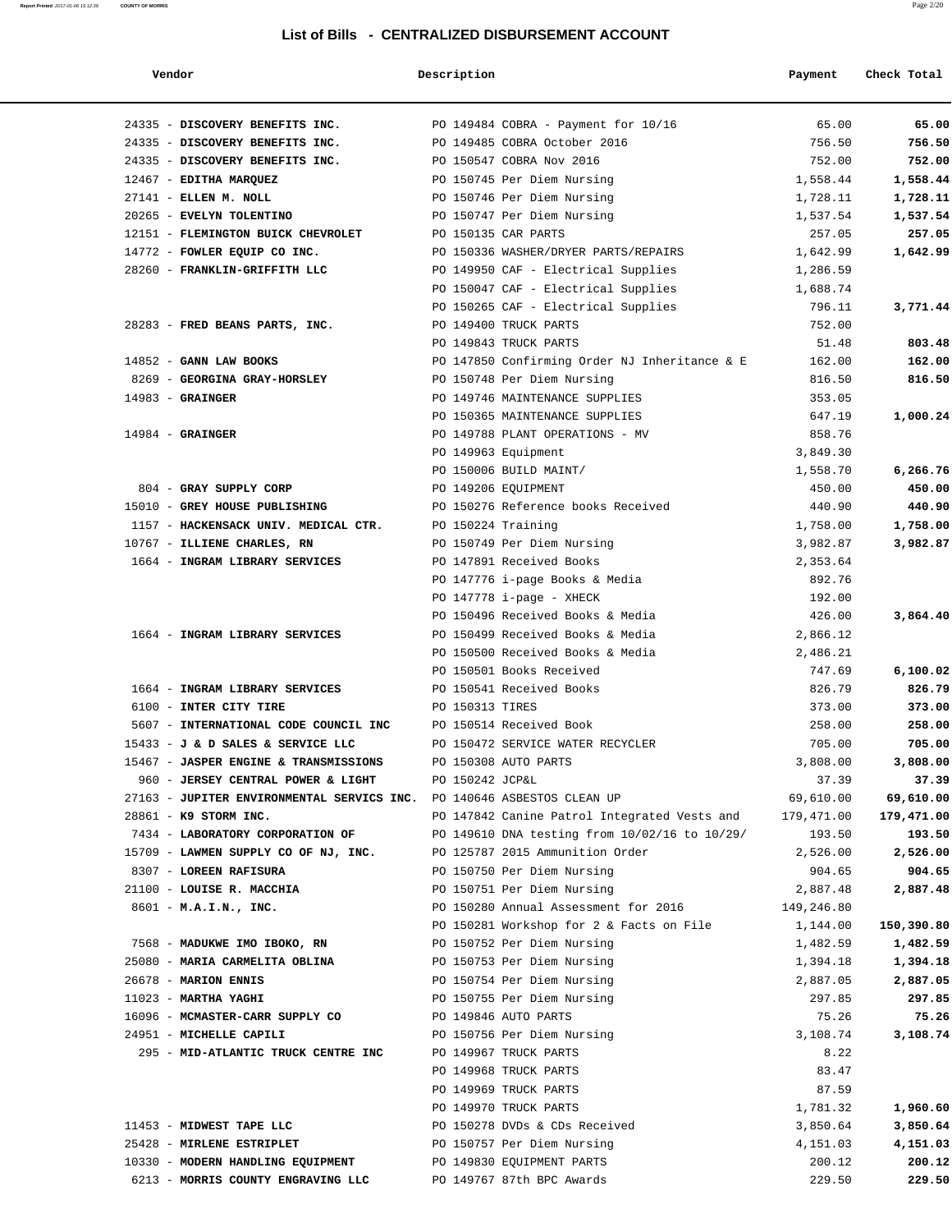## List of Bills - CENTRALIZED DISBURSEMENT ACCOUNT

| Vendor | Description | Payment | Check Total |
|---|---|---|---|
| 24335 - **DISCOVERY BENEFITS INC.** | PO 149484 COBRA - Payment for 10/16 | 65.00 | **65.00** |
| 24335 - **DISCOVERY BENEFITS INC.** | PO 149485 COBRA October 2016 | 756.50 | **756.50** |
| 24335 - **DISCOVERY BENEFITS INC.** | PO 150547 COBRA Nov 2016 | 752.00 | **752.00** |
| 12467 - **EDITHA MARQUEZ** | PO 150745 Per Diem Nursing | 1,558.44 | **1,558.44** |
| 27141 - **ELLEN M. NOLL** | PO 150746 Per Diem Nursing | 1,728.11 | **1,728.11** |
| 20265 - **EVELYN TOLENTINO** | PO 150747 Per Diem Nursing | 1,537.54 | **1,537.54** |
| 12151 - **FLEMINGTON BUICK CHEVROLET** | PO 150135 CAR PARTS | 257.05 | **257.05** |
| 14772 - **FOWLER EQUIP CO INC.** | PO 150336 WASHER/DRYER PARTS/REPAIRS | 1,642.99 | **1,642.99** |
| 28260 - **FRANKLIN-GRIFFITH LLC** | PO 149950 CAF - Electrical Supplies | 1,286.59 | |
| | PO 150047 CAF - Electrical Supplies | 1,688.74 | |
| | PO 150265 CAF - Electrical Supplies | 796.11 | **3,771.44** |
| 28283 - **FRED BEANS PARTS, INC.** | PO 149400 TRUCK PARTS | 752.00 | |
| | PO 149843 TRUCK PARTS | 51.48 | **803.48** |
| 14852 - **GANN LAW BOOKS** | PO 147850 Confirming Order NJ Inheritance & E | 162.00 | **162.00** |
| 8269 - **GEORGINA GRAY-HORSLEY** | PO 150748 Per Diem Nursing | 816.50 | **816.50** |
| 14983 - **GRAINGER** | PO 149746 MAINTENANCE SUPPLIES | 353.05 | |
| | PO 150365 MAINTENANCE SUPPLIES | 647.19 | **1,000.24** |
| 14984 - **GRAINGER** | PO 149788 PLANT OPERATIONS - MV | 858.76 | |
| | PO 149963 Equipment | 3,849.30 | |
| | PO 150006 BUILD MAINT/ | 1,558.70 | **6,266.76** |
| 804 - **GRAY SUPPLY CORP** | PO 149206 EQUIPMENT | 450.00 | **450.00** |
| 15010 - **GREY HOUSE PUBLISHING** | PO 150276 Reference books Received | 440.90 | **440.90** |
| 1157 - **HACKENSACK UNIV. MEDICAL CTR.** | PO 150224 Training | 1,758.00 | **1,758.00** |
| 10767 - **ILLIENE CHARLES, RN** | PO 150749 Per Diem Nursing | 3,982.87 | **3,982.87** |
| 1664 - **INGRAM LIBRARY SERVICES** | PO 147891 Received Books | 2,353.64 | |
| | PO 147776 i-page Books & Media | 892.76 | |
| | PO 147778 i-page - XHECK | 192.00 | |
| | PO 150496 Received Books & Media | 426.00 | **3,864.40** |
| 1664 - **INGRAM LIBRARY SERVICES** | PO 150499 Received Books & Media | 2,866.12 | |
| | PO 150500 Received Books & Media | 2,486.21 | |
| | PO 150501 Books Received | 747.69 | **6,100.02** |
| 1664 - **INGRAM LIBRARY SERVICES** | PO 150541 Received Books | 826.79 | **826.79** |
| 6100 - **INTER CITY TIRE** | PO 150313 TIRES | 373.00 | **373.00** |
| 5607 - **INTERNATIONAL CODE COUNCIL INC** | PO 150514 Received Book | 258.00 | **258.00** |
| 15433 - **J & D SALES & SERVICE LLC** | PO 150472 SERVICE WATER RECYCLER | 705.00 | **705.00** |
| 15467 - **JASPER ENGINE & TRANSMISSIONS** | PO 150308 AUTO PARTS | 3,808.00 | **3,808.00** |
| 960 - **JERSEY CENTRAL POWER & LIGHT** | PO 150242 JCP&L | 37.39 | **37.39** |
| 27163 - **JUPITER ENVIRONMENTAL SERVICS INC.** | PO 140646 ASBESTOS CLEAN UP | 69,610.00 | **69,610.00** |
| 28861 - **K9 STORM INC.** | PO 147842 Canine Patrol Integrated Vests and | 179,471.00 | **179,471.00** |
| 7434 - **LABORATORY CORPORATION OF** | PO 149610 DNA testing from 10/02/16 to 10/29/ | 193.50 | **193.50** |
| 15709 - **LAWMEN SUPPLY CO OF NJ, INC.** | PO 125787 2015 Ammunition Order | 2,526.00 | **2,526.00** |
| 8307 - **LOREEN RAFISURA** | PO 150750 Per Diem Nursing | 904.65 | **904.65** |
| 21100 - **LOUISE R. MACCHIA** | PO 150751 Per Diem Nursing | 2,887.48 | **2,887.48** |
| 8601 - **M.A.I.N., INC.** | PO 150280 Annual Assessment for 2016 | 149,246.80 | |
| | PO 150281 Workshop for 2 & Facts on File | 1,144.00 | **150,390.80** |
| 7568 - **MADUKWE IMO IBOKO, RN** | PO 150752 Per Diem Nursing | 1,482.59 | **1,482.59** |
| 25080 - **MARIA CARMELITA OBLINA** | PO 150753 Per Diem Nursing | 1,394.18 | **1,394.18** |
| 26678 - **MARION ENNIS** | PO 150754 Per Diem Nursing | 2,887.05 | **2,887.05** |
| 11023 - **MARTHA YAGHI** | PO 150755 Per Diem Nursing | 297.85 | **297.85** |
| 16096 - **MCMASTER-CARR SUPPLY CO** | PO 149846 AUTO PARTS | 75.26 | **75.26** |
| 24951 - **MICHELLE CAPILI** | PO 150756 Per Diem Nursing | 3,108.74 | **3,108.74** |
| 295 - **MID-ATLANTIC TRUCK CENTRE INC** | PO 149967 TRUCK PARTS | 8.22 | |
| | PO 149968 TRUCK PARTS | 83.47 | |
| | PO 149969 TRUCK PARTS | 87.59 | |
| | PO 149970 TRUCK PARTS | 1,781.32 | **1,960.60** |
| 11453 - **MIDWEST TAPE LLC** | PO 150278 DVDs & CDs Received | 3,850.64 | **3,850.64** |
| 25428 - **MIRLENE ESTRIPLET** | PO 150757 Per Diem Nursing | 4,151.03 | **4,151.03** |
| 10330 - **MODERN HANDLING EQUIPMENT** | PO 149830 EQUIPMENT PARTS | 200.12 | **200.12** |
| 6213 - **MORRIS COUNTY ENGRAVING LLC** | PO 149767 87th BPC Awards | 229.50 | **229.50** |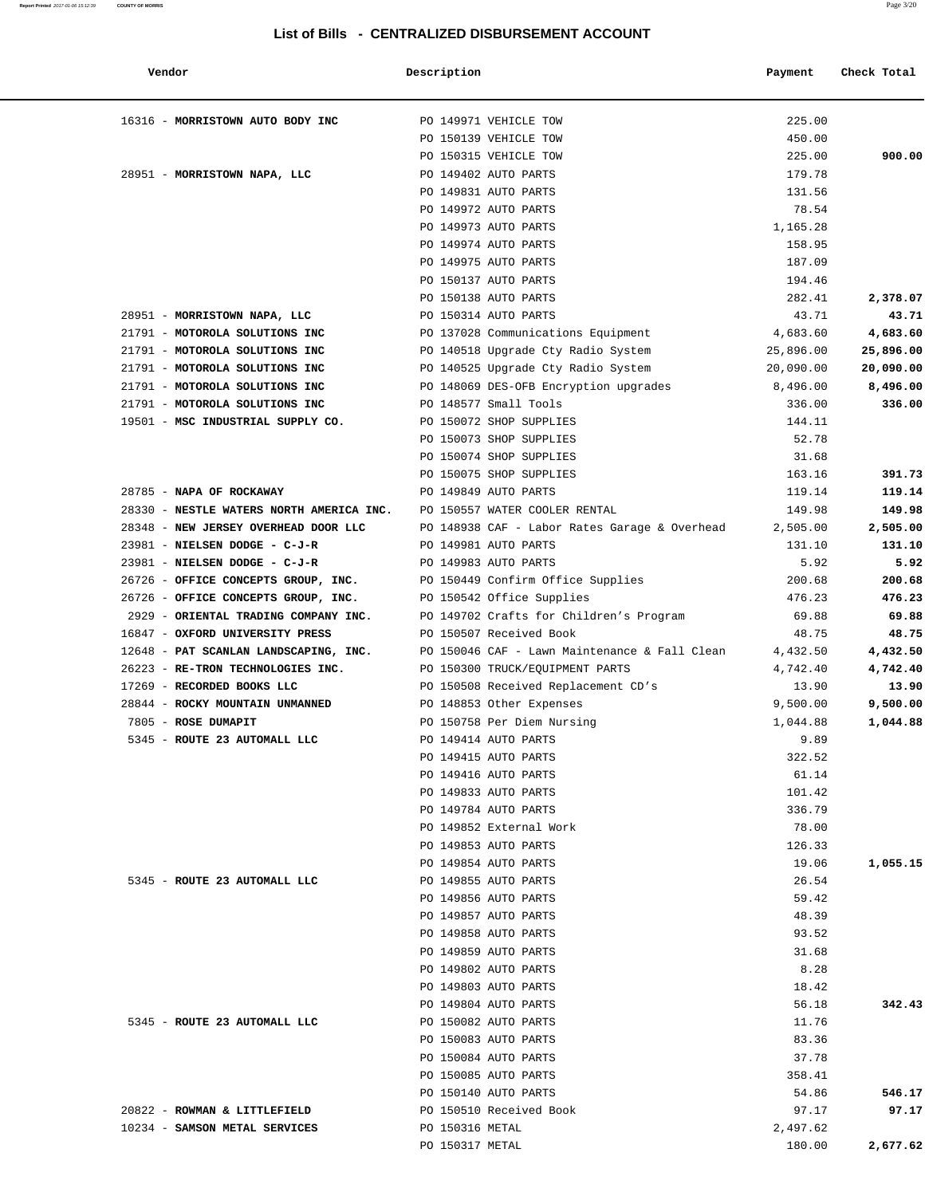## List of Bills - CENTRALIZED DISBURSEMENT ACCOUNT

| Vendor | Description | Payment | Check Total |
|---|---|---|---|
| 16316 - **MORRISTOWN AUTO BODY INC** | PO 149971 VEHICLE TOW | 225.00 | |
| | PO 150139 VEHICLE TOW | 450.00 | |
| | PO 150315 VEHICLE TOW | 225.00 | **900.00** |
| 28951 - **MORRISTOWN NAPA, LLC** | PO 149402 AUTO PARTS | 179.78 | |
| | PO 149831 AUTO PARTS | 131.56 | |
| | PO 149972 AUTO PARTS | 78.54 | |
| | PO 149973 AUTO PARTS | 1,165.28 | |
| | PO 149974 AUTO PARTS | 158.95 | |
| | PO 149975 AUTO PARTS | 187.09 | |
| | PO 150137 AUTO PARTS | 194.46 | |
| | PO 150138 AUTO PARTS | 282.41 | **2,378.07** |
| 28951 - **MORRISTOWN NAPA, LLC** | PO 150314 AUTO PARTS | 43.71 | **43.71** |
| 21791 - **MOTOROLA SOLUTIONS INC** | PO 137028 Communications Equipment | 4,683.60 | **4,683.60** |
| 21791 - **MOTOROLA SOLUTIONS INC** | PO 140518 Upgrade Cty Radio System | 25,896.00 | **25,896.00** |
| 21791 - **MOTOROLA SOLUTIONS INC** | PO 140525 Upgrade Cty Radio System | 20,090.00 | **20,090.00** |
| 21791 - **MOTOROLA SOLUTIONS INC** | PO 148069 DES-OFB Encryption upgrades | 8,496.00 | **8,496.00** |
| 21791 - **MOTOROLA SOLUTIONS INC** | PO 148577 Small Tools | 336.00 | **336.00** |
| 19501 - **MSC INDUSTRIAL SUPPLY CO.** | PO 150072 SHOP SUPPLIES | 144.11 | |
| | PO 150073 SHOP SUPPLIES | 52.78 | |
| | PO 150074 SHOP SUPPLIES | 31.68 | |
| | PO 150075 SHOP SUPPLIES | 163.16 | **391.73** |
| 28785 - **NAPA OF ROCKAWAY** | PO 149849 AUTO PARTS | 119.14 | **119.14** |
| 28330 - **NESTLE WATERS NORTH AMERICA INC.** | PO 150557 WATER COOLER RENTAL | 149.98 | **149.98** |
| 28348 - **NEW JERSEY OVERHEAD DOOR LLC** | PO 148938 CAF - Labor Rates Garage & Overhead | 2,505.00 | **2,505.00** |
| 23981 - **NIELSEN DODGE - C-J-R** | PO 149981 AUTO PARTS | 131.10 | **131.10** |
| 23981 - **NIELSEN DODGE - C-J-R** | PO 149983 AUTO PARTS | 5.92 | **5.92** |
| 26726 - **OFFICE CONCEPTS GROUP, INC.** | PO 150449 Confirm Office Supplies | 200.68 | **200.68** |
| 26726 - **OFFICE CONCEPTS GROUP, INC.** | PO 150542 Office Supplies | 476.23 | **476.23** |
| 2929 - **ORIENTAL TRADING COMPANY INC.** | PO 149702 Crafts for Children's Program | 69.88 | **69.88** |
| 16847 - **OXFORD UNIVERSITY PRESS** | PO 150507 Received Book | 48.75 | **48.75** |
| 12648 - **PAT SCANLAN LANDSCAPING, INC.** | PO 150046 CAF - Lawn Maintenance & Fall Clean | 4,432.50 | **4,432.50** |
| 26223 - **RE-TRON TECHNOLOGIES INC.** | PO 150300 TRUCK/EQUIPMENT PARTS | 4,742.40 | **4,742.40** |
| 17269 - **RECORDED BOOKS LLC** | PO 150508 Received Replacement CD's | 13.90 | **13.90** |
| 28844 - **ROCKY MOUNTAIN UNMANNED** | PO 148853 Other Expenses | 9,500.00 | **9,500.00** |
| 7805 - **ROSE DUMAPIT** | PO 150758 Per Diem Nursing | 1,044.88 | **1,044.88** |
| 5345 - **ROUTE 23 AUTOMALL LLC** | PO 149414 AUTO PARTS | 9.89 | |
| | PO 149415 AUTO PARTS | 322.52 | |
| | PO 149416 AUTO PARTS | 61.14 | |
| | PO 149833 AUTO PARTS | 101.42 | |
| | PO 149784 AUTO PARTS | 336.79 | |
| | PO 149852 External Work | 78.00 | |
| | PO 149853 AUTO PARTS | 126.33 | |
| | PO 149854 AUTO PARTS | 19.06 | **1,055.15** |
| 5345 - **ROUTE 23 AUTOMALL LLC** | PO 149855 AUTO PARTS | 26.54 | |
| | PO 149856 AUTO PARTS | 59.42 | |
| | PO 149857 AUTO PARTS | 48.39 | |
| | PO 149858 AUTO PARTS | 93.52 | |
| | PO 149859 AUTO PARTS | 31.68 | |
| | PO 149802 AUTO PARTS | 8.28 | |
| | PO 149803 AUTO PARTS | 18.42 | |
| | PO 149804 AUTO PARTS | 56.18 | **342.43** |
| 5345 - **ROUTE 23 AUTOMALL LLC** | PO 150082 AUTO PARTS | 11.76 | |
| | PO 150083 AUTO PARTS | 83.36 | |
| | PO 150084 AUTO PARTS | 37.78 | |
| | PO 150085 AUTO PARTS | 358.41 | |
| | PO 150140 AUTO PARTS | 54.86 | **546.17** |
| 20822 - **ROWMAN & LITTLEFIELD** | PO 150510 Received Book | 97.17 | **97.17** |
| 10234 - **SAMSON METAL SERVICES** | PO 150316 METAL | 2,497.62 | |
| | PO 150317 METAL | 180.00 | **2,677.62** |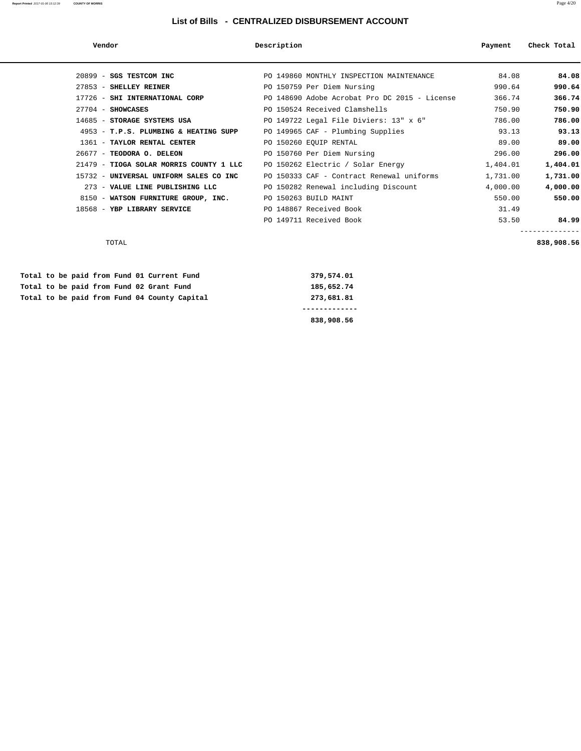# List of Bills - CENTRALIZED DISBURSEMENT ACCOUNT

| Vendor | Description | Payment | Check Total |
|---|---|---|---|
| 20899 - **SGS TESTCOM INC** | PO 149860 MONTHLY INSPECTION MAINTENANCE | 84.08 | **84.08** |
| 27853 - **SHELLEY REINER** | PO 150759 Per Diem Nursing | 990.64 | **990.64** |
| 17726 - **SHI INTERNATIONAL CORP** | PO 148690 Adobe Acrobat Pro DC 2015 - License | 366.74 | **366.74** |
| 27704 - **SHOWCASES** | PO 150524 Received Clamshells | 750.90 | **750.90** |
| 14685 - **STORAGE SYSTEMS USA** | PO 149722 Legal File Diviers: 13" x 6" | 786.00 | **786.00** |
| 4953 - **T.P.S. PLUMBING & HEATING SUPP** | PO 149965 CAF - Plumbing Supplies | 93.13 | **93.13** |
| 1361 - **TAYLOR RENTAL CENTER** | PO 150260 EQUIP RENTAL | 89.00 | **89.00** |
| 26677 - **TEODORA O. DELEON** | PO 150760 Per Diem Nursing | 296.00 | **296.00** |
| 21479 - **TIOGA SOLAR MORRIS COUNTY 1 LLC** | PO 150262 Electric / Solar Energy | 1,404.01 | **1,404.01** |
| 15732 - **UNIVERSAL UNIFORM SALES CO INC** | PO 150333 CAF - Contract Renewal uniforms | 1,731.00 | **1,731.00** |
| 273 - **VALUE LINE PUBLISHING LLC** | PO 150282 Renewal including Discount | 4,000.00 | **4,000.00** |
| 8150 - **WATSON FURNITURE GROUP, INC.** | PO 150263 BUILD MAINT | 550.00 | **550.00** |
| 18568 - **YBP LIBRARY SERVICE** | PO 148867 Received Book | 31.49 | |
| | PO 149711 Received Book | 53.50 | **84.99** |
| TOTAL | | | **838,908.56** |

| | |
|---|---|
| **Total to be paid from Fund 01 Current Fund** | **379,574.01** |
| **Total to be paid from Fund 02 Grant Fund** | **185,652.74** |
| **Total to be paid from Fund 04 County Capital** | **273,681.81** |
| | **838,908.56** |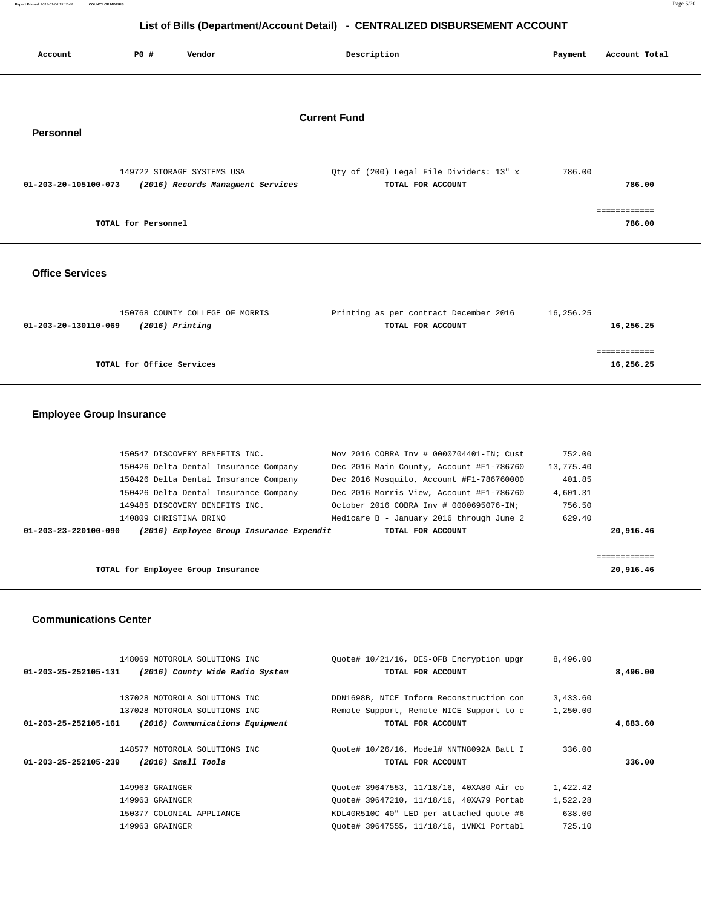# List of Bills (Department/Account Detail) - CENTRALIZED DISBURSEMENT ACCOUNT

| Account | PO # | Vendor | Description | Payment | Account Total |
|---|---|---|---|---|---|

## Current Fund

### Personnel

| Account | PO # | Vendor | Description | Payment | Account Total |
|---|---|---|---|---|---|
| | 149722 | STORAGE SYSTEMS USA | Qty of (200) Legal File Dividers: 13" x | 786.00 | |
| **01-203-20-105100-073** | | ***(2016) Records Managment Services*** | **TOTAL FOR ACCOUNT** | | **786.00** |
| | | **TOTAL for Personnel** | | | **786.00** |

### Office Services

| Account | PO # | Vendor | Description | Payment | Account Total |
|---|---|---|---|---|---|
| | 150768 | COUNTY COLLEGE OF MORRIS | Printing as per contract December 2016 | 16,256.25 | |
| **01-203-20-130110-069** | | ***(2016) Printing*** | **TOTAL FOR ACCOUNT** | | **16,256.25** |
| | | **TOTAL for Office Services** | | | **16,256.25** |

### Employee Group Insurance

| Account | PO # | Vendor | Description | Payment | Account Total |
|---|---|---|---|---|---|
| | 150547 | DISCOVERY BENEFITS INC. | Nov 2016 COBRA Inv # 0000704401-IN; Cust | 752.00 | |
| | 150426 | Delta Dental Insurance Company | Dec 2016 Main County, Account #F1-786760 | 13,775.40 | |
| | 150426 | Delta Dental Insurance Company | Dec 2016 Mosquito, Account #F1-786760000 | 401.85 | |
| | 150426 | Delta Dental Insurance Company | Dec 2016 Morris View, Account #F1-786760 | 4,601.31 | |
| | 149485 | DISCOVERY BENEFITS INC. | October 2016 COBRA Inv # 0000695076-IN; | 756.50 | |
| | 140809 | CHRISTINA BRINO | Medicare B - January 2016 through June 2 | 629.40 | |
| **01-203-23-220100-090** | | ***(2016) Employee Group Insurance Expendit*** | **TOTAL FOR ACCOUNT** | | **20,916.46** |
| | | **TOTAL for Employee Group Insurance** | | | **20,916.46** |

### Communications Center

| Account | PO # | Vendor | Description | Payment | Account Total |
|---|---|---|---|---|---|
| | 148069 | MOTOROLA SOLUTIONS INC | Quote# 10/21/16, DES-OFB Encryption upgr | 8,496.00 | |
| **01-203-25-252105-131** | | ***(2016) County Wide Radio System*** | **TOTAL FOR ACCOUNT** | | **8,496.00** |
| | 137028 | MOTOROLA SOLUTIONS INC | DDN1698B, NICE Inform Reconstruction con | 3,433.60 | |
| | 137028 | MOTOROLA SOLUTIONS INC | Remote Support, Remote NICE Support to c | 1,250.00 | |
| **01-203-25-252105-161** | | ***(2016) Communications Equipment*** | **TOTAL FOR ACCOUNT** | | **4,683.60** |
| | 148577 | MOTOROLA SOLUTIONS INC | Quote# 10/26/16, Model# NNTN8092A Batt I | 336.00 | |
| **01-203-25-252105-239** | | ***(2016) Small Tools*** | **TOTAL FOR ACCOUNT** | | **336.00** |
| | 149963 | GRAINGER | Quote# 39647553, 11/18/16, 40XA80 Air co | 1,422.42 | |
| | 149963 | GRAINGER | Quote# 39647210, 11/18/16, 40XA79 Portab | 1,522.28 | |
| | 150377 | COLONIAL APPLIANCE | KDL40R510C 40" LED per attached quote #6 | 638.00 | |
| | 149963 | GRAINGER | Quote# 39647555, 11/18/16, 1VNX1 Portabl | 725.10 | |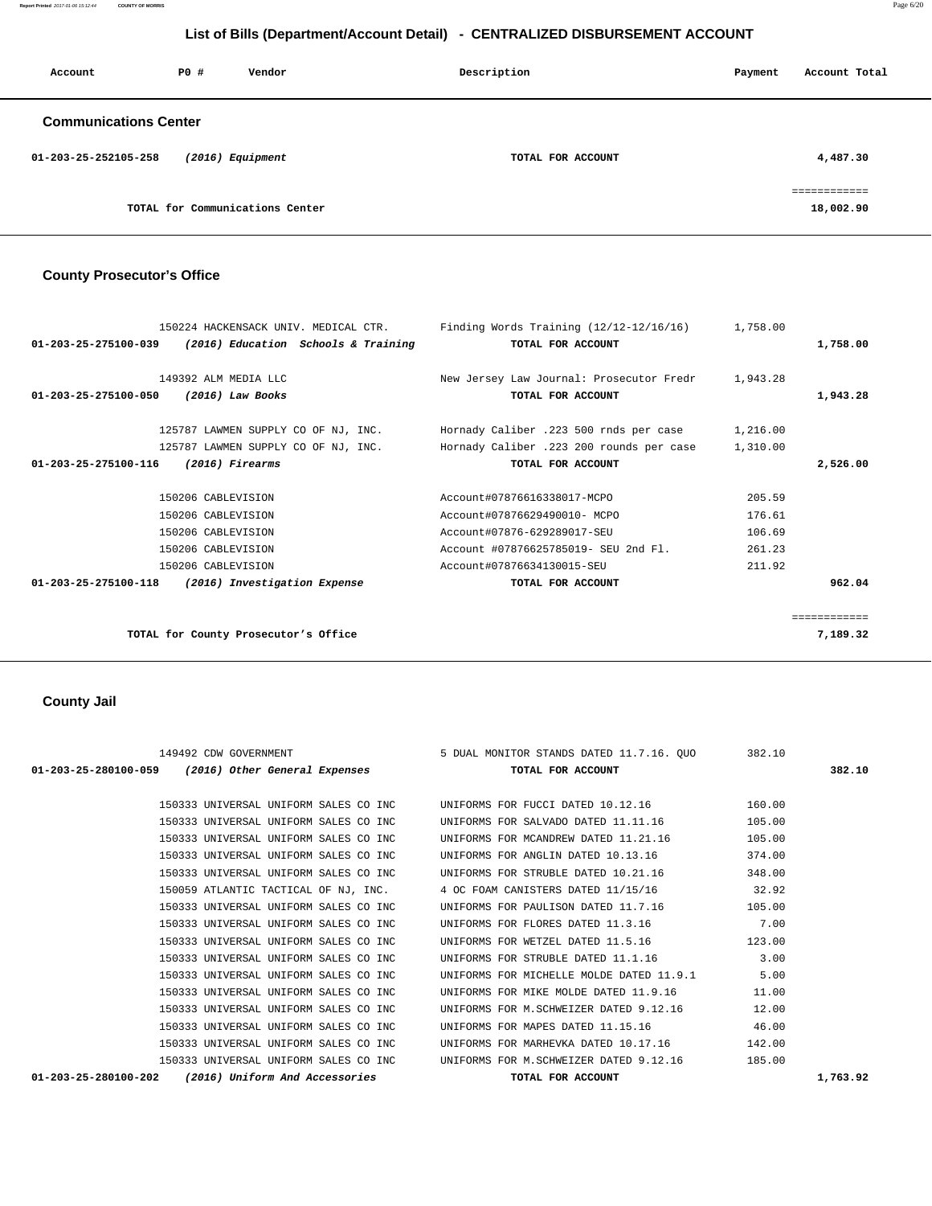## List of Bills (Department/Account Detail) - CENTRALIZED DISBURSEMENT ACCOUNT

| Account | PO # | Vendor | Description | Payment | Account Total |
|---|---|---|---|---|---|

### Communications Center

| Account | PO # | Vendor | Description | Payment | Account Total |
|---|---|---|---|---|---|
| 01-203-25-252105-258 | | *(2016) Equipment* | TOTAL FOR ACCOUNT | | 4,487.30 |
| | | | | | ============ |
| | | TOTAL for Communications Center | | | 18,002.90 |

### County Prosecutor's Office

| Account | PO # | Vendor | Description | Payment | Account Total |
|---|---|---|---|---|---|
| | 150224 | HACKENSACK UNIV. MEDICAL CTR. | Finding Words Training (12/12-12/16/16) | 1,758.00 | |
| 01-203-25-275100-039 | | *(2016) Education Schools & Training* | TOTAL FOR ACCOUNT | | 1,758.00 |
| | 149392 | ALM MEDIA LLC | New Jersey Law Journal: Prosecutor Fredr | 1,943.28 | |
| 01-203-25-275100-050 | | *(2016) Law Books* | TOTAL FOR ACCOUNT | | 1,943.28 |
| | 125787 | LAWMEN SUPPLY CO OF NJ, INC. | Hornady Caliber .223 500 rnds per case | 1,216.00 | |
| | 125787 | LAWMEN SUPPLY CO OF NJ, INC. | Hornady Caliber .223 200 rounds per case | 1,310.00 | |
| 01-203-25-275100-116 | | *(2016) Firearms* | TOTAL FOR ACCOUNT | | 2,526.00 |
| | 150206 | CABLEVISION | Account#07876616338017-MCPO | 205.59 | |
| | 150206 | CABLEVISION | Account#07876629490010- MCPO | 176.61 | |
| | 150206 | CABLEVISION | Account#07876-629289017-SEU | 106.69 | |
| | 150206 | CABLEVISION | Account #07876625785019- SEU 2nd Fl. | 261.23 | |
| | 150206 | CABLEVISION | Account#07876634130015-SEU | 211.92 | |
| 01-203-25-275100-118 | | *(2016) Investigation Expense* | TOTAL FOR ACCOUNT | | 962.04 |
| | | | | | ============ |
| | | TOTAL for County Prosecutor's Office | | | 7,189.32 |

### County Jail

| Account | PO # | Vendor | Description | Payment | Account Total |
|---|---|---|---|---|---|
| | 149492 | CDW GOVERNMENT | 5 DUAL MONITOR STANDS DATED 11.7.16. QUO | 382.10 | |
| 01-203-25-280100-059 | | *(2016) Other General Expenses* | TOTAL FOR ACCOUNT | | 382.10 |
| | 150333 | UNIVERSAL UNIFORM SALES CO INC | UNIFORMS FOR FUCCI DATED 10.12.16 | 160.00 | |
| | 150333 | UNIVERSAL UNIFORM SALES CO INC | UNIFORMS FOR SALVADO DATED 11.11.16 | 105.00 | |
| | 150333 | UNIVERSAL UNIFORM SALES CO INC | UNIFORMS FOR MCANDREW DATED 11.21.16 | 105.00 | |
| | 150333 | UNIVERSAL UNIFORM SALES CO INC | UNIFORMS FOR ANGLIN DATED 10.13.16 | 374.00 | |
| | 150333 | UNIVERSAL UNIFORM SALES CO INC | UNIFORMS FOR STRUBLE DATED 10.21.16 | 348.00 | |
| | 150059 | ATLANTIC TACTICAL OF NJ, INC. | 4 OC FOAM CANISTERS DATED 11/15/16 | 32.92 | |
| | 150333 | UNIVERSAL UNIFORM SALES CO INC | UNIFORMS FOR PAULISON DATED 11.7.16 | 105.00 | |
| | 150333 | UNIVERSAL UNIFORM SALES CO INC | UNIFORMS FOR FLORES DATED 11.3.16 | 7.00 | |
| | 150333 | UNIVERSAL UNIFORM SALES CO INC | UNIFORMS FOR WETZEL DATED 11.5.16 | 123.00 | |
| | 150333 | UNIVERSAL UNIFORM SALES CO INC | UNIFORMS FOR STRUBLE DATED 11.1.16 | 3.00 | |
| | 150333 | UNIVERSAL UNIFORM SALES CO INC | UNIFORMS FOR MICHELLE MOLDE DATED 11.9.1 | 5.00 | |
| | 150333 | UNIVERSAL UNIFORM SALES CO INC | UNIFORMS FOR MIKE MOLDE DATED 11.9.16 | 11.00 | |
| | 150333 | UNIVERSAL UNIFORM SALES CO INC | UNIFORMS FOR M.SCHWEIZER DATED 9.12.16 | 12.00 | |
| | 150333 | UNIVERSAL UNIFORM SALES CO INC | UNIFORMS FOR MAPES DATED 11.15.16 | 46.00 | |
| | 150333 | UNIVERSAL UNIFORM SALES CO INC | UNIFORMS FOR MARHEVKA DATED 10.17.16 | 142.00 | |
| | 150333 | UNIVERSAL UNIFORM SALES CO INC | UNIFORMS FOR M.SCHWEIZER DATED 9.12.16 | 185.00 | |
| 01-203-25-280100-202 | | *(2016) Uniform And Accessories* | TOTAL FOR ACCOUNT | | 1,763.92 |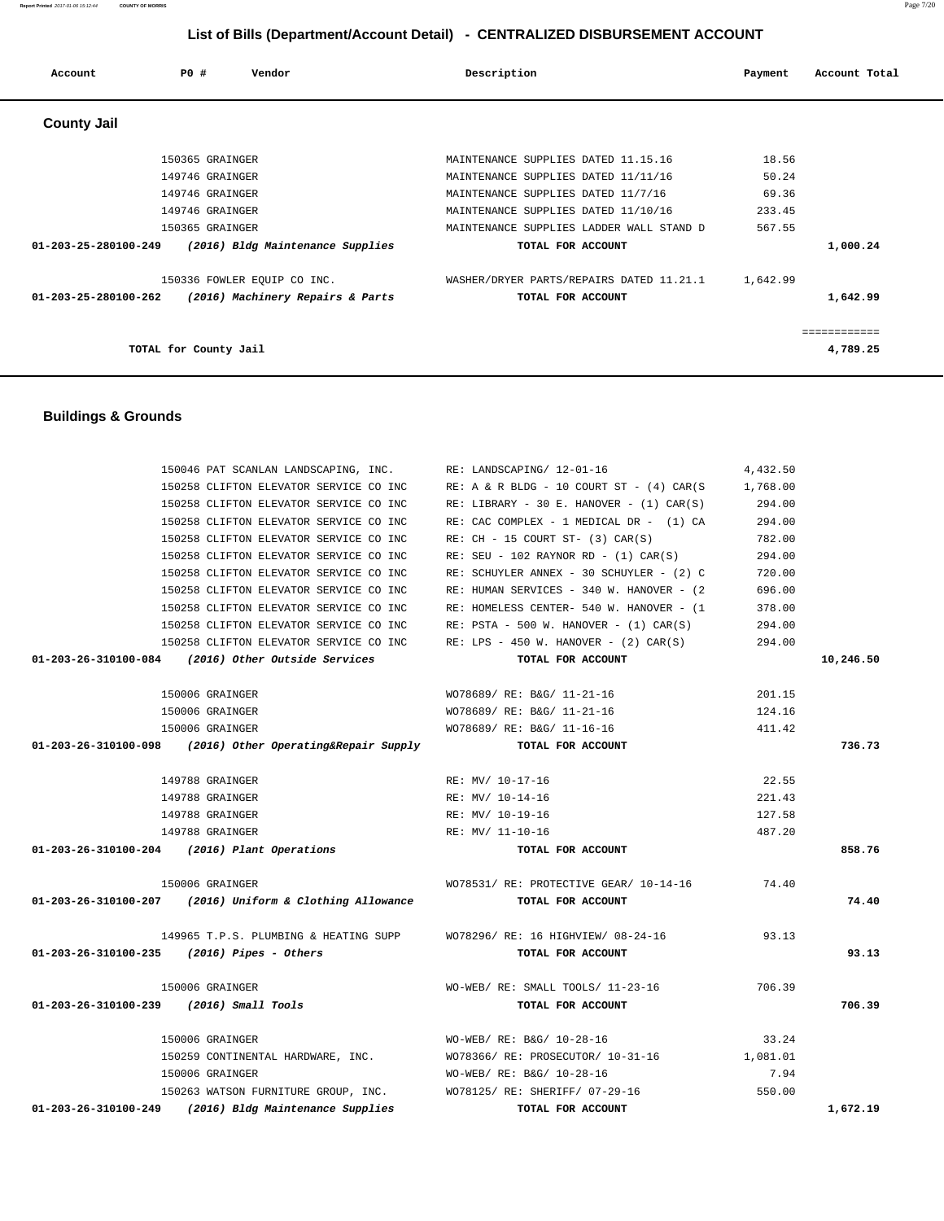## List of Bills (Department/Account Detail) - CENTRALIZED DISBURSEMENT ACCOUNT

| Account | PO # | Vendor | Description | Payment | Account Total |
|---|---|---|---|---|---|

### County Jail

| Account | PO # | Vendor | Description | Payment | Account Total |
|---|---|---|---|---|---|
| | 150365 | GRAINGER | MAINTENANCE SUPPLIES DATED 11.15.16 | 18.56 | |
| | 149746 | GRAINGER | MAINTENANCE SUPPLIES DATED 11/11/16 | 50.24 | |
| | 149746 | GRAINGER | MAINTENANCE SUPPLIES DATED 11/7/16 | 69.36 | |
| | 149746 | GRAINGER | MAINTENANCE SUPPLIES DATED 11/10/16 | 233.45 | |
| | 150365 | GRAINGER | MAINTENANCE SUPPLIES LADDER WALL STAND D | 567.55 | |
| **01-203-25-280100-249** | | *(2016) Bldg Maintenance Supplies* | **TOTAL FOR ACCOUNT** | | **1,000.24** |
| | 150336 | FOWLER EQUIP CO INC. | WASHER/DRYER PARTS/REPAIRS DATED 11.21.1 | 1,642.99 | |
| **01-203-25-280100-262** | | *(2016) Machinery Repairs & Parts* | **TOTAL FOR ACCOUNT** | | **1,642.99** |
| | | | | | ============ |
| | | **TOTAL for County Jail** | | | **4,789.25** |

### Buildings & Grounds

| Account | PO # | Vendor | Description | Payment | Account Total |
|---|---|---|---|---|---|
| | 150046 | PAT SCANLAN LANDSCAPING, INC. | RE: LANDSCAPING/ 12-01-16 | 4,432.50 | |
| | 150258 | CLIFTON ELEVATOR SERVICE CO INC | RE: A & R BLDG - 10 COURT ST - (4) CAR(S | 1,768.00 | |
| | 150258 | CLIFTON ELEVATOR SERVICE CO INC | RE: LIBRARY - 30 E. HANOVER - (1) CAR(S) | 294.00 | |
| | 150258 | CLIFTON ELEVATOR SERVICE CO INC | RE: CAC COMPLEX - 1 MEDICAL DR - (1) CA | 294.00 | |
| | 150258 | CLIFTON ELEVATOR SERVICE CO INC | RE: CH - 15 COURT ST- (3) CAR(S) | 782.00 | |
| | 150258 | CLIFTON ELEVATOR SERVICE CO INC | RE: SEU - 102 RAYNOR RD - (1) CAR(S) | 294.00 | |
| | 150258 | CLIFTON ELEVATOR SERVICE CO INC | RE: SCHUYLER ANNEX - 30 SCHUYLER - (2) C | 720.00 | |
| | 150258 | CLIFTON ELEVATOR SERVICE CO INC | RE: HUMAN SERVICES - 340 W. HANOVER - (2 | 696.00 | |
| | 150258 | CLIFTON ELEVATOR SERVICE CO INC | RE: HOMELESS CENTER- 540 W. HANOVER - (1 | 378.00 | |
| | 150258 | CLIFTON ELEVATOR SERVICE CO INC | RE: PSTA - 500 W. HANOVER - (1) CAR(S) | 294.00 | |
| | 150258 | CLIFTON ELEVATOR SERVICE CO INC | RE: LPS - 450 W. HANOVER - (2) CAR(S) | 294.00 | |
| **01-203-26-310100-084** | | *(2016) Other Outside Services* | **TOTAL FOR ACCOUNT** | | **10,246.50** |
| | 150006 | GRAINGER | WO78689/ RE: B&G/ 11-21-16 | 201.15 | |
| | 150006 | GRAINGER | WO78689/ RE: B&G/ 11-21-16 | 124.16 | |
| | 150006 | GRAINGER | WO78689/ RE: B&G/ 11-16-16 | 411.42 | |
| **01-203-26-310100-098** | | *(2016) Other Operating&Repair Supply* | **TOTAL FOR ACCOUNT** | | **736.73** |
| | 149788 | GRAINGER | RE: MV/ 10-17-16 | 22.55 | |
| | 149788 | GRAINGER | RE: MV/ 10-14-16 | 221.43 | |
| | 149788 | GRAINGER | RE: MV/ 10-19-16 | 127.58 | |
| | 149788 | GRAINGER | RE: MV/ 11-10-16 | 487.20 | |
| **01-203-26-310100-204** | | *(2016) Plant Operations* | **TOTAL FOR ACCOUNT** | | **858.76** |
| | 150006 | GRAINGER | WO78531/ RE: PROTECTIVE GEAR/ 10-14-16 | 74.40 | |
| **01-203-26-310100-207** | | *(2016) Uniform & Clothing Allowance* | **TOTAL FOR ACCOUNT** | | **74.40** |
| | 149965 | T.P.S. PLUMBING & HEATING SUPP | WO78296/ RE: 16 HIGHVIEW/ 08-24-16 | 93.13 | |
| **01-203-26-310100-235** | | *(2016) Pipes - Others* | **TOTAL FOR ACCOUNT** | | **93.13** |
| | 150006 | GRAINGER | WO-WEB/ RE: SMALL TOOLS/ 11-23-16 | 706.39 | |
| **01-203-26-310100-239** | | *(2016) Small Tools* | **TOTAL FOR ACCOUNT** | | **706.39** |
| | 150006 | GRAINGER | WO-WEB/ RE: B&G/ 10-28-16 | 33.24 | |
| | 150259 | CONTINENTAL HARDWARE, INC. | WO78366/ RE: PROSECUTOR/ 10-31-16 | 1,081.01 | |
| | 150006 | GRAINGER | WO-WEB/ RE: B&G/ 10-28-16 | 7.94 | |
| | 150263 | WATSON FURNITURE GROUP, INC. | WO78125/ RE: SHERIFF/ 07-29-16 | 550.00 | |
| **01-203-26-310100-249** | | *(2016) Bldg Maintenance Supplies* | **TOTAL FOR ACCOUNT** | | **1,672.19** |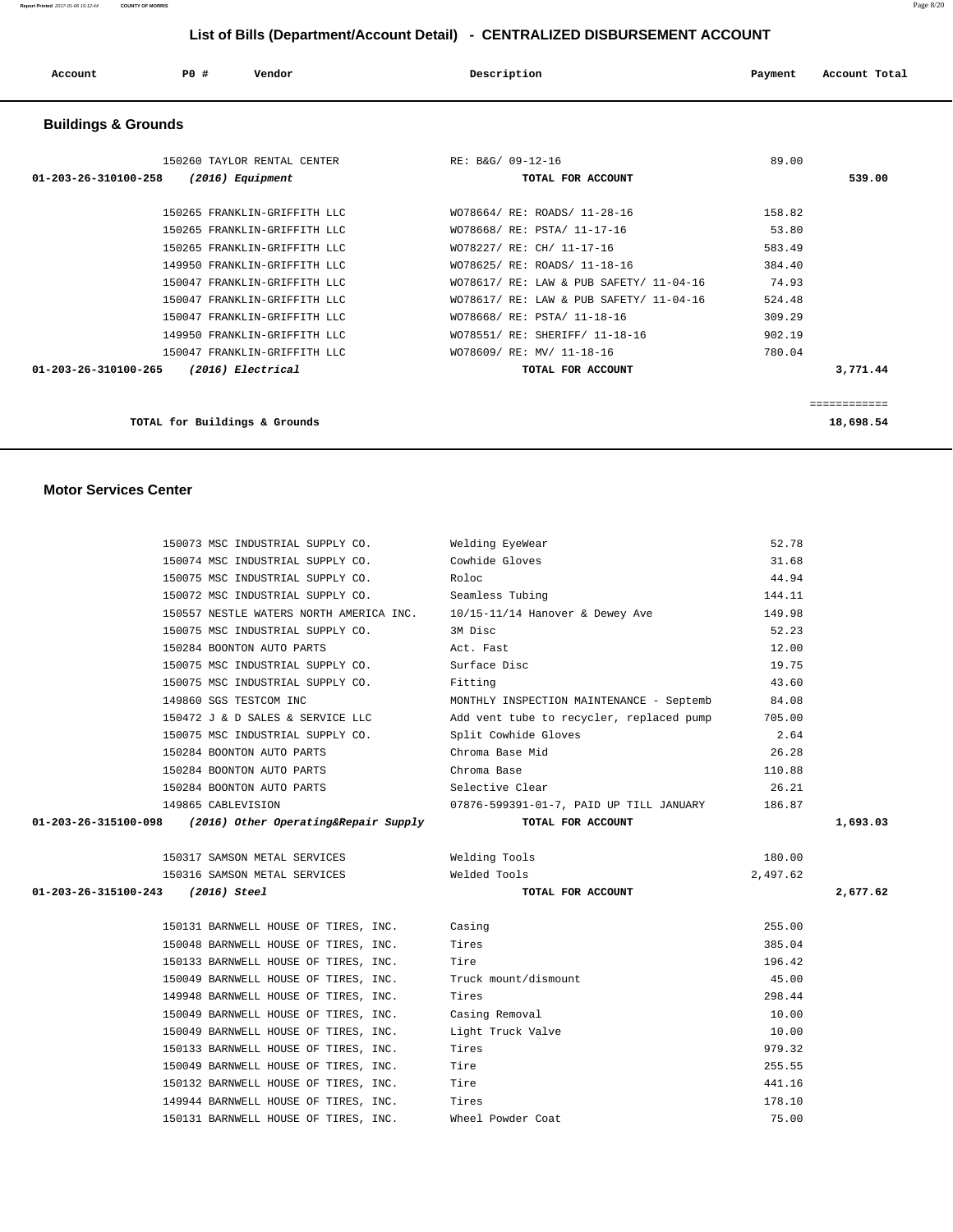## List of Bills (Department/Account Detail) - CENTRALIZED DISBURSEMENT ACCOUNT

| Account | PO # | Vendor | Description | Payment | Account Total |
|---|---|---|---|---|---|

### Buildings & Grounds

| Account | PO # | Vendor | Description | Payment | Account Total |
|---|---|---|---|---|---|
| | 150260 | TAYLOR RENTAL CENTER | RE: B&G/ 09-12-16 | 89.00 | |
| **01-203-26-310100-258** | | ***(2016) Equipment*** | **TOTAL FOR ACCOUNT** | | **539.00** |
| | 150265 | FRANKLIN-GRIFFITH LLC | WO78664/ RE: ROADS/ 11-28-16 | 158.82 | |
| | 150265 | FRANKLIN-GRIFFITH LLC | WO78668/ RE: PSTA/ 11-17-16 | 53.80 | |
| | 150265 | FRANKLIN-GRIFFITH LLC | WO78227/ RE: CH/ 11-17-16 | 583.49 | |
| | 149950 | FRANKLIN-GRIFFITH LLC | WO78625/ RE: ROADS/ 11-18-16 | 384.40 | |
| | 150047 | FRANKLIN-GRIFFITH LLC | WO78617/ RE: LAW & PUB SAFETY/ 11-04-16 | 74.93 | |
| | 150047 | FRANKLIN-GRIFFITH LLC | WO78617/ RE: LAW & PUB SAFETY/ 11-04-16 | 524.48 | |
| | 150047 | FRANKLIN-GRIFFITH LLC | WO78668/ RE: PSTA/ 11-18-16 | 309.29 | |
| | 149950 | FRANKLIN-GRIFFITH LLC | WO78551/ RE: SHERIFF/ 11-18-16 | 902.19 | |
| | 150047 | FRANKLIN-GRIFFITH LLC | WO78609/ RE: MV/ 11-18-16 | 780.04 | |
| **01-203-26-310100-265** | | ***(2016) Electrical*** | **TOTAL FOR ACCOUNT** | | **3,771.44** |
| | | | | | ============ |
| | | **TOTAL for Buildings & Grounds** | | | **18,698.54** |

### Motor Services Center

| Account | PO # | Vendor | Description | Payment | Account Total |
|---|---|---|---|---|---|
| | 150073 | MSC INDUSTRIAL SUPPLY CO. | Welding EyeWear | 52.78 | |
| | 150074 | MSC INDUSTRIAL SUPPLY CO. | Cowhide Gloves | 31.68 | |
| | 150075 | MSC INDUSTRIAL SUPPLY CO. | Roloc | 44.94 | |
| | 150072 | MSC INDUSTRIAL SUPPLY CO. | Seamless Tubing | 144.11 | |
| | 150557 | NESTLE WATERS NORTH AMERICA INC. | 10/15-11/14 Hanover & Dewey Ave | 149.98 | |
| | 150075 | MSC INDUSTRIAL SUPPLY CO. | 3M Disc | 52.23 | |
| | 150284 | BOONTON AUTO PARTS | Act. Fast | 12.00 | |
| | 150075 | MSC INDUSTRIAL SUPPLY CO. | Surface Disc | 19.75 | |
| | 150075 | MSC INDUSTRIAL SUPPLY CO. | Fitting | 43.60 | |
| | 149860 | SGS TESTCOM INC | MONTHLY INSPECTION MAINTENANCE - Septemb | 84.08 | |
| | 150472 | J & D SALES & SERVICE LLC | Add vent tube to recycler, replaced pump | 705.00 | |
| | 150075 | MSC INDUSTRIAL SUPPLY CO. | Split Cowhide Gloves | 2.64 | |
| | 150284 | BOONTON AUTO PARTS | Chroma Base Mid | 26.28 | |
| | 150284 | BOONTON AUTO PARTS | Chroma Base | 110.88 | |
| | 150284 | BOONTON AUTO PARTS | Selective Clear | 26.21 | |
| | 149865 | CABLEVISION | 07876-599391-01-7, PAID UP TILL JANUARY | 186.87 | |
| **01-203-26-315100-098** | | ***(2016) Other Operating&Repair Supply*** | **TOTAL FOR ACCOUNT** | | **1,693.03** |
| | 150317 | SAMSON METAL SERVICES | Welding Tools | 180.00 | |
| | 150316 | SAMSON METAL SERVICES | Welded Tools | 2,497.62 | |
| **01-203-26-315100-243** | | ***(2016) Steel*** | **TOTAL FOR ACCOUNT** | | **2,677.62** |
| | 150131 | BARNWELL HOUSE OF TIRES, INC. | Casing | 255.00 | |
| | 150048 | BARNWELL HOUSE OF TIRES, INC. | Tires | 385.04 | |
| | 150133 | BARNWELL HOUSE OF TIRES, INC. | Tire | 196.42 | |
| | 150049 | BARNWELL HOUSE OF TIRES, INC. | Truck mount/dismount | 45.00 | |
| | 149948 | BARNWELL HOUSE OF TIRES, INC. | Tires | 298.44 | |
| | 150049 | BARNWELL HOUSE OF TIRES, INC. | Casing Removal | 10.00 | |
| | 150049 | BARNWELL HOUSE OF TIRES, INC. | Light Truck Valve | 10.00 | |
| | 150133 | BARNWELL HOUSE OF TIRES, INC. | Tires | 979.32 | |
| | 150049 | BARNWELL HOUSE OF TIRES, INC. | Tire | 255.55 | |
| | 150132 | BARNWELL HOUSE OF TIRES, INC. | Tire | 441.16 | |
| | 149944 | BARNWELL HOUSE OF TIRES, INC. | Tires | 178.10 | |
| | 150131 | BARNWELL HOUSE OF TIRES, INC. | Wheel Powder Coat | 75.00 | |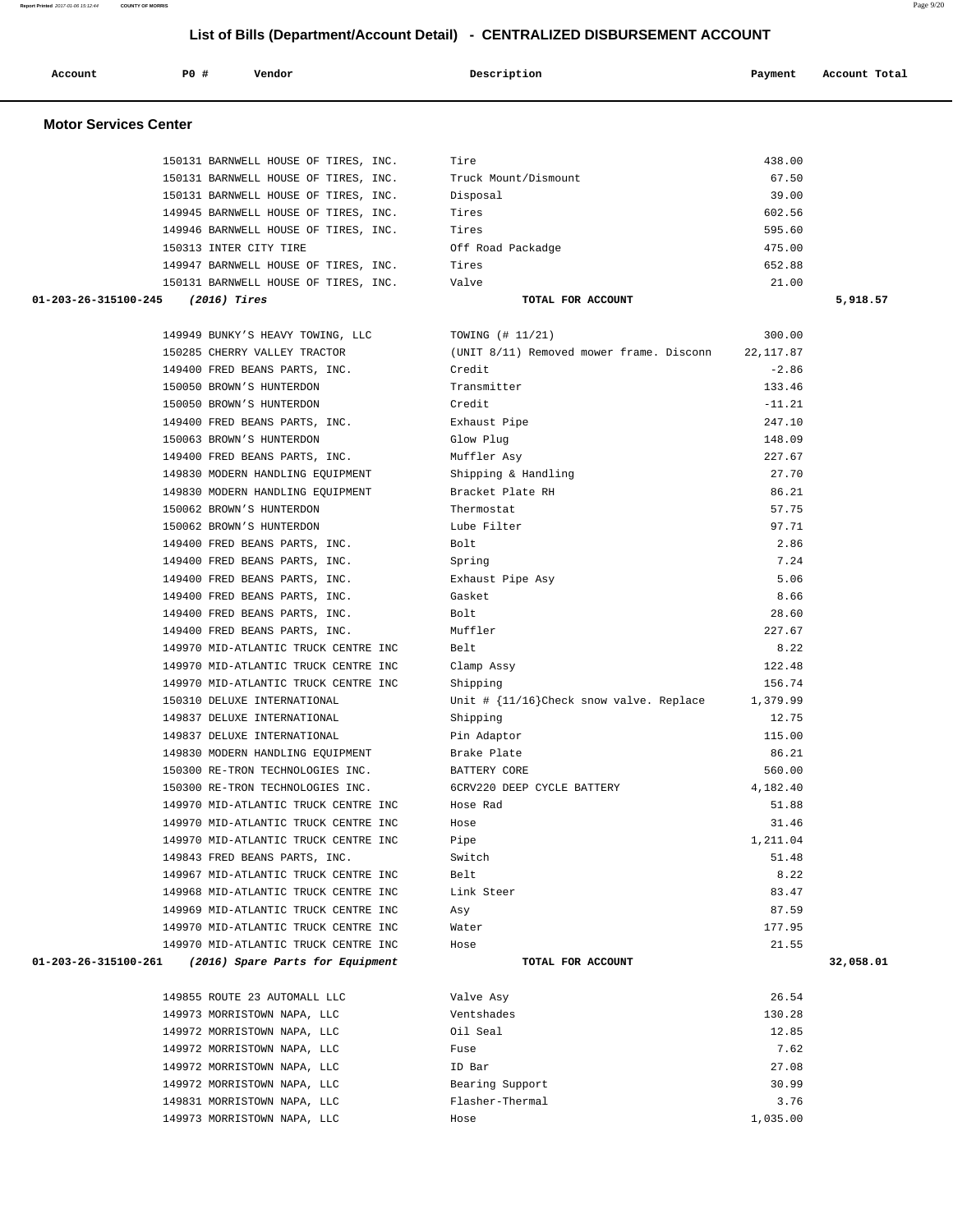## List of Bills (Department/Account Detail) - CENTRALIZED DISBURSEMENT ACCOUNT

| Account | PO # | Vendor | Description | Payment | Account Total |
|---|---|---|---|---|---|

### Motor Services Center

| Account | PO # | Vendor | Description | Payment | Account Total |
|---|---|---|---|---|---|
| | 150131 | BARNWELL HOUSE OF TIRES, INC. | Tire | 438.00 | |
| | 150131 | BARNWELL HOUSE OF TIRES, INC. | Truck Mount/Dismount | 67.50 | |
| | 150131 | BARNWELL HOUSE OF TIRES, INC. | Disposal | 39.00 | |
| | 149945 | BARNWELL HOUSE OF TIRES, INC. | Tires | 602.56 | |
| | 149946 | BARNWELL HOUSE OF TIRES, INC. | Tires | 595.60 | |
| | 150313 | INTER CITY TIRE | Off Road Packadge | 475.00 | |
| | 149947 | BARNWELL HOUSE OF TIRES, INC. | Tires | 652.88 | |
| | 150131 | BARNWELL HOUSE OF TIRES, INC. | Valve | 21.00 | |
| **01-203-26-315100-245** | | *(2016) Tires* | **TOTAL FOR ACCOUNT** | | **5,918.57** |
| | 149949 | BUNKY'S HEAVY TOWING, LLC | TOWING (# 11/21) | 300.00 | |
| | 150285 | CHERRY VALLEY TRACTOR | (UNIT 8/11) Removed mower frame. Disconn | 22,117.87 | |
| | 149400 | FRED BEANS PARTS, INC. | Credit | -2.86 | |
| | 150050 | BROWN'S HUNTERDON | Transmitter | 133.46 | |
| | 150050 | BROWN'S HUNTERDON | Credit | -11.21 | |
| | 149400 | FRED BEANS PARTS, INC. | Exhaust Pipe | 247.10 | |
| | 150063 | BROWN'S HUNTERDON | Glow Plug | 148.09 | |
| | 149400 | FRED BEANS PARTS, INC. | Muffler Asy | 227.67 | |
| | 149830 | MODERN HANDLING EQUIPMENT | Shipping & Handling | 27.70 | |
| | 149830 | MODERN HANDLING EQUIPMENT | Bracket Plate RH | 86.21 | |
| | 150062 | BROWN'S HUNTERDON | Thermostat | 57.75 | |
| | 150062 | BROWN'S HUNTERDON | Lube Filter | 97.71 | |
| | 149400 | FRED BEANS PARTS, INC. | Bolt | 2.86 | |
| | 149400 | FRED BEANS PARTS, INC. | Spring | 7.24 | |
| | 149400 | FRED BEANS PARTS, INC. | Exhaust Pipe Asy | 5.06 | |
| | 149400 | FRED BEANS PARTS, INC. | Gasket | 8.66 | |
| | 149400 | FRED BEANS PARTS, INC. | Bolt | 28.60 | |
| | 149400 | FRED BEANS PARTS, INC. | Muffler | 227.67 | |
| | 149970 | MID-ATLANTIC TRUCK CENTRE INC | Belt | 8.22 | |
| | 149970 | MID-ATLANTIC TRUCK CENTRE INC | Clamp Assy | 122.48 | |
| | 149970 | MID-ATLANTIC TRUCK CENTRE INC | Shipping | 156.74 | |
| | 150310 | DELUXE INTERNATIONAL | Unit # {11/16}Check snow valve. Replace | 1,379.99 | |
| | 149837 | DELUXE INTERNATIONAL | Shipping | 12.75 | |
| | 149837 | DELUXE INTERNATIONAL | Pin Adaptor | 115.00 | |
| | 149830 | MODERN HANDLING EQUIPMENT | Brake Plate | 86.21 | |
| | 150300 | RE-TRON TECHNOLOGIES INC. | BATTERY CORE | 560.00 | |
| | 150300 | RE-TRON TECHNOLOGIES INC. | 6CRV220 DEEP CYCLE BATTERY | 4,182.40 | |
| | 149970 | MID-ATLANTIC TRUCK CENTRE INC | Hose Rad | 51.88 | |
| | 149970 | MID-ATLANTIC TRUCK CENTRE INC | Hose | 31.46 | |
| | 149970 | MID-ATLANTIC TRUCK CENTRE INC | Pipe | 1,211.04 | |
| | 149843 | FRED BEANS PARTS, INC. | Switch | 51.48 | |
| | 149967 | MID-ATLANTIC TRUCK CENTRE INC | Belt | 8.22 | |
| | 149968 | MID-ATLANTIC TRUCK CENTRE INC | Link Steer | 83.47 | |
| | 149969 | MID-ATLANTIC TRUCK CENTRE INC | Asy | 87.59 | |
| | 149970 | MID-ATLANTIC TRUCK CENTRE INC | Water | 177.95 | |
| | 149970 | MID-ATLANTIC TRUCK CENTRE INC | Hose | 21.55 | |
| **01-203-26-315100-261** | | *(2016) Spare Parts for Equipment* | **TOTAL FOR ACCOUNT** | | **32,058.01** |
| | 149855 | ROUTE 23 AUTOMALL LLC | Valve Asy | 26.54 | |
| | 149973 | MORRISTOWN NAPA, LLC | Ventshades | 130.28 | |
| | 149972 | MORRISTOWN NAPA, LLC | Oil Seal | 12.85 | |
| | 149972 | MORRISTOWN NAPA, LLC | Fuse | 7.62 | |
| | 149972 | MORRISTOWN NAPA, LLC | ID Bar | 27.08 | |
| | 149972 | MORRISTOWN NAPA, LLC | Bearing Support | 30.99 | |
| | 149831 | MORRISTOWN NAPA, LLC | Flasher-Thermal | 3.76 | |
| | 149973 | MORRISTOWN NAPA, LLC | Hose | 1,035.00 | |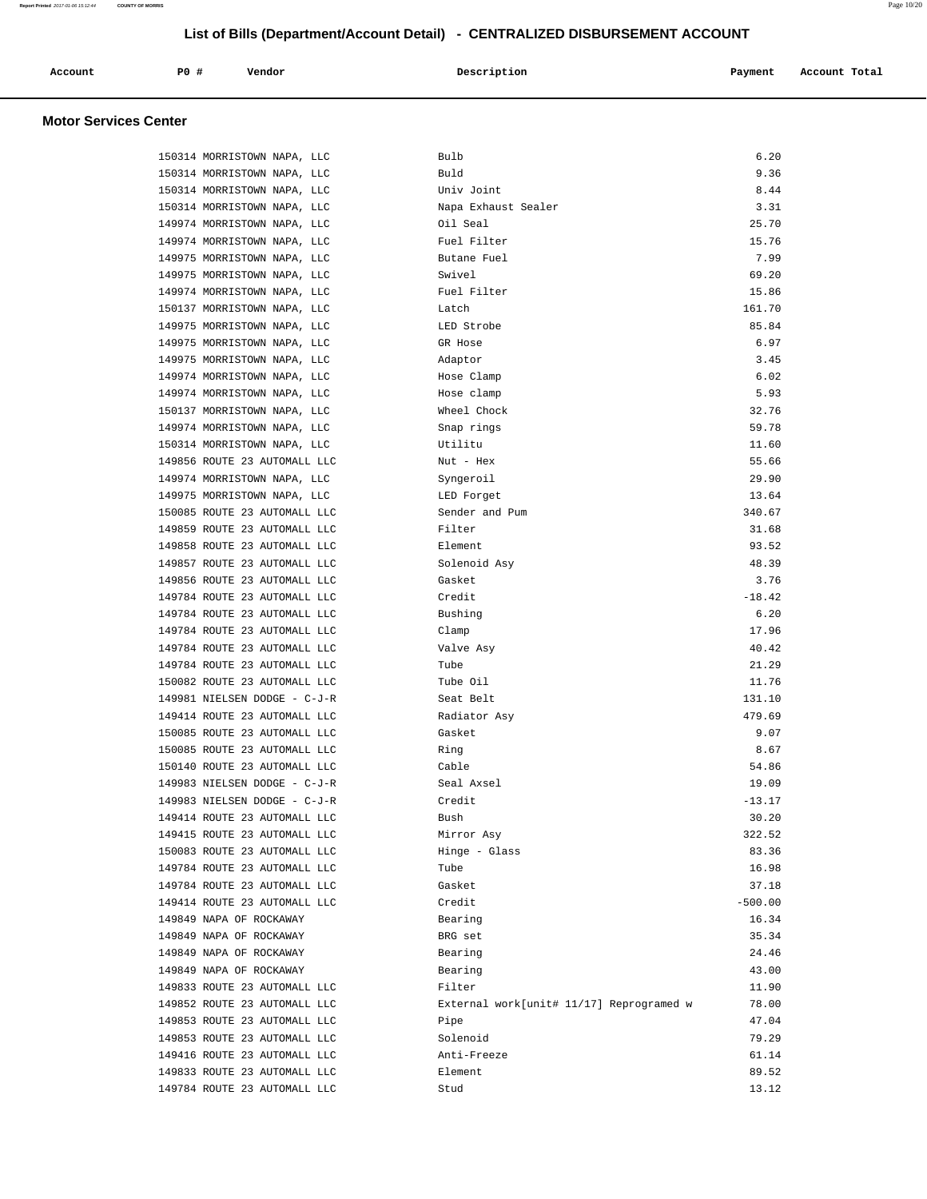## List of Bills (Department/Account Detail) - CENTRALIZED DISBURSEMENT ACCOUNT

### Motor Services Center

| Account | PO # | Vendor | Description | Payment | Account Total |
|---|---|---|---|---|---|
| | 150314 | MORRISTOWN NAPA, LLC | Bulb | 6.20 | |
| | 150314 | MORRISTOWN NAPA, LLC | Buld | 9.36 | |
| | 150314 | MORRISTOWN NAPA, LLC | Univ Joint | 8.44 | |
| | 150314 | MORRISTOWN NAPA, LLC | Napa Exhaust Sealer | 3.31 | |
| | 149974 | MORRISTOWN NAPA, LLC | Oil Seal | 25.70 | |
| | 149974 | MORRISTOWN NAPA, LLC | Fuel Filter | 15.76 | |
| | 149975 | MORRISTOWN NAPA, LLC | Butane Fuel | 7.99 | |
| | 149975 | MORRISTOWN NAPA, LLC | Swivel | 69.20 | |
| | 149974 | MORRISTOWN NAPA, LLC | Fuel Filter | 15.86 | |
| | 150137 | MORRISTOWN NAPA, LLC | Latch | 161.70 | |
| | 149975 | MORRISTOWN NAPA, LLC | LED Strobe | 85.84 | |
| | 149975 | MORRISTOWN NAPA, LLC | GR Hose | 6.97 | |
| | 149975 | MORRISTOWN NAPA, LLC | Adaptor | 3.45 | |
| | 149974 | MORRISTOWN NAPA, LLC | Hose Clamp | 6.02 | |
| | 149974 | MORRISTOWN NAPA, LLC | Hose clamp | 5.93 | |
| | 150137 | MORRISTOWN NAPA, LLC | Wheel Chock | 32.76 | |
| | 149974 | MORRISTOWN NAPA, LLC | Snap rings | 59.78 | |
| | 150314 | MORRISTOWN NAPA, LLC | Utilitu | 11.60 | |
| | 149856 | ROUTE 23 AUTOMALL LLC | Nut - Hex | 55.66 | |
| | 149974 | MORRISTOWN NAPA, LLC | Syngeroil | 29.90 | |
| | 149975 | MORRISTOWN NAPA, LLC | LED Forget | 13.64 | |
| | 150085 | ROUTE 23 AUTOMALL LLC | Sender and Pum | 340.67 | |
| | 149859 | ROUTE 23 AUTOMALL LLC | Filter | 31.68 | |
| | 149858 | ROUTE 23 AUTOMALL LLC | Element | 93.52 | |
| | 149857 | ROUTE 23 AUTOMALL LLC | Solenoid Asy | 48.39 | |
| | 149856 | ROUTE 23 AUTOMALL LLC | Gasket | 3.76 | |
| | 149784 | ROUTE 23 AUTOMALL LLC | Credit | -18.42 | |
| | 149784 | ROUTE 23 AUTOMALL LLC | Bushing | 6.20 | |
| | 149784 | ROUTE 23 AUTOMALL LLC | Clamp | 17.96 | |
| | 149784 | ROUTE 23 AUTOMALL LLC | Valve Asy | 40.42 | |
| | 149784 | ROUTE 23 AUTOMALL LLC | Tube | 21.29 | |
| | 150082 | ROUTE 23 AUTOMALL LLC | Tube Oil | 11.76 | |
| | 149981 | NIELSEN DODGE - C-J-R | Seat Belt | 131.10 | |
| | 149414 | ROUTE 23 AUTOMALL LLC | Radiator Asy | 479.69 | |
| | 150085 | ROUTE 23 AUTOMALL LLC | Gasket | 9.07 | |
| | 150085 | ROUTE 23 AUTOMALL LLC | Ring | 8.67 | |
| | 150140 | ROUTE 23 AUTOMALL LLC | Cable | 54.86 | |
| | 149983 | NIELSEN DODGE - C-J-R | Seal Axsel | 19.09 | |
| | 149983 | NIELSEN DODGE - C-J-R | Credit | -13.17 | |
| | 149414 | ROUTE 23 AUTOMALL LLC | Bush | 30.20 | |
| | 149415 | ROUTE 23 AUTOMALL LLC | Mirror Asy | 322.52 | |
| | 150083 | ROUTE 23 AUTOMALL LLC | Hinge - Glass | 83.36 | |
| | 149784 | ROUTE 23 AUTOMALL LLC | Tube | 16.98 | |
| | 149784 | ROUTE 23 AUTOMALL LLC | Gasket | 37.18 | |
| | 149414 | ROUTE 23 AUTOMALL LLC | Credit | -500.00 | |
| | 149849 | NAPA OF ROCKAWAY | Bearing | 16.34 | |
| | 149849 | NAPA OF ROCKAWAY | BRG set | 35.34 | |
| | 149849 | NAPA OF ROCKAWAY | Bearing | 24.46 | |
| | 149849 | NAPA OF ROCKAWAY | Bearing | 43.00 | |
| | 149833 | ROUTE 23 AUTOMALL LLC | Filter | 11.90 | |
| | 149852 | ROUTE 23 AUTOMALL LLC | External work[unit# 11/17] Reprogramed w | 78.00 | |
| | 149853 | ROUTE 23 AUTOMALL LLC | Pipe | 47.04 | |
| | 149853 | ROUTE 23 AUTOMALL LLC | Solenoid | 79.29 | |
| | 149416 | ROUTE 23 AUTOMALL LLC | Anti-Freeze | 61.14 | |
| | 149833 | ROUTE 23 AUTOMALL LLC | Element | 89.52 | |
| | 149784 | ROUTE 23 AUTOMALL LLC | Stud | 13.12 | |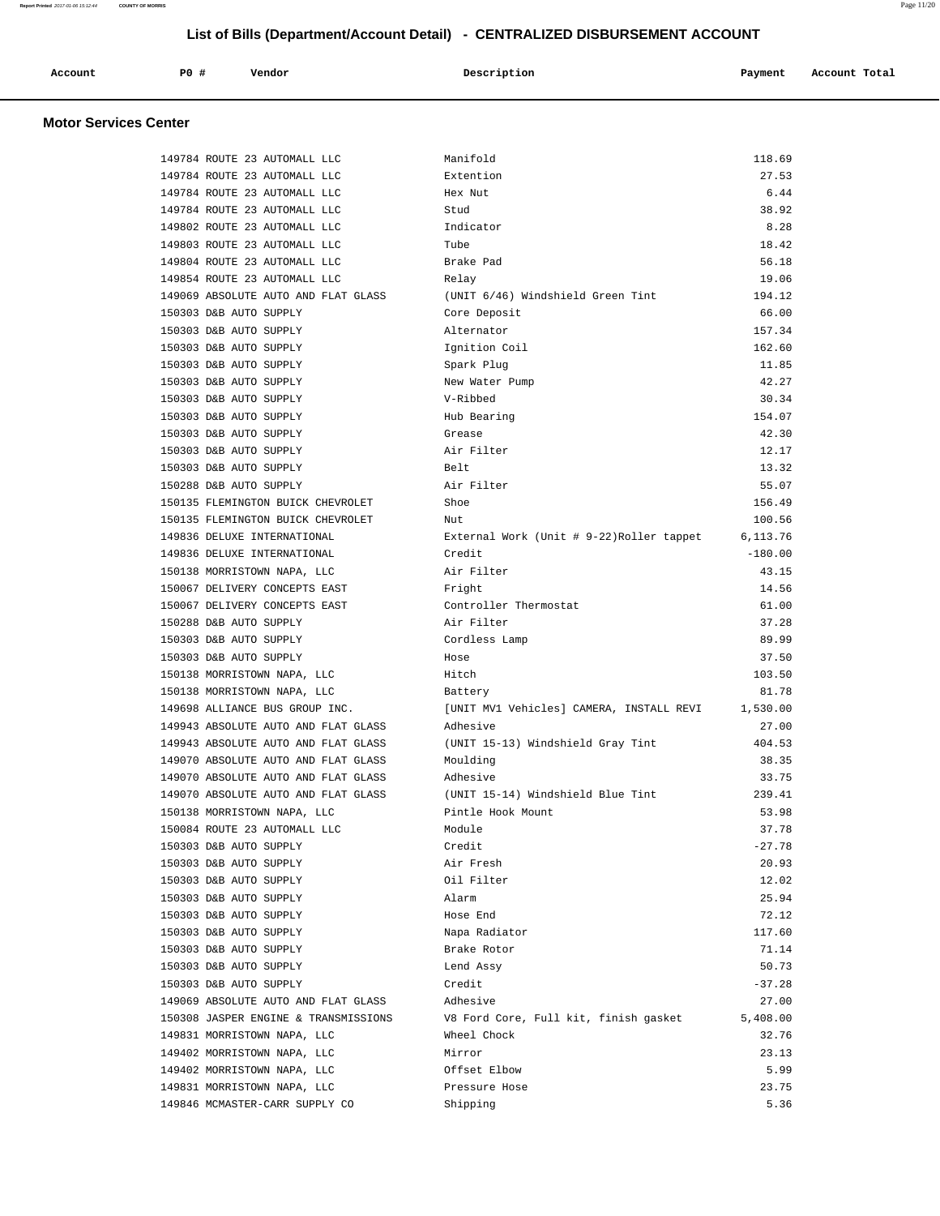## List of Bills (Department/Account Detail) - CENTRALIZED DISBURSEMENT ACCOUNT

| Account | PO # | Vendor | Description | Payment | Account Total |
|---|---|---|---|---|---|

### Motor Services Center

| Account | PO # | Vendor | Description | Payment | Account Total |
|---|---|---|---|---|---|
| | 149784 | ROUTE 23 AUTOMALL LLC | Manifold | 118.69 | |
| | 149784 | ROUTE 23 AUTOMALL LLC | Extention | 27.53 | |
| | 149784 | ROUTE 23 AUTOMALL LLC | Hex Nut | 6.44 | |
| | 149784 | ROUTE 23 AUTOMALL LLC | Stud | 38.92 | |
| | 149802 | ROUTE 23 AUTOMALL LLC | Indicator | 8.28 | |
| | 149803 | ROUTE 23 AUTOMALL LLC | Tube | 18.42 | |
| | 149804 | ROUTE 23 AUTOMALL LLC | Brake Pad | 56.18 | |
| | 149854 | ROUTE 23 AUTOMALL LLC | Relay | 19.06 | |
| | 149069 | ABSOLUTE AUTO AND FLAT GLASS | (UNIT 6/46) Windshield Green Tint | 194.12 | |
| | 150303 | D&B AUTO SUPPLY | Core Deposit | 66.00 | |
| | 150303 | D&B AUTO SUPPLY | Alternator | 157.34 | |
| | 150303 | D&B AUTO SUPPLY | Ignition Coil | 162.60 | |
| | 150303 | D&B AUTO SUPPLY | Spark Plug | 11.85 | |
| | 150303 | D&B AUTO SUPPLY | New Water Pump | 42.27 | |
| | 150303 | D&B AUTO SUPPLY | V-Ribbed | 30.34 | |
| | 150303 | D&B AUTO SUPPLY | Hub Bearing | 154.07 | |
| | 150303 | D&B AUTO SUPPLY | Grease | 42.30 | |
| | 150303 | D&B AUTO SUPPLY | Air Filter | 12.17 | |
| | 150303 | D&B AUTO SUPPLY | Belt | 13.32 | |
| | 150288 | D&B AUTO SUPPLY | Air Filter | 55.07 | |
| | 150135 | FLEMINGTON BUICK CHEVROLET | Shoe | 156.49 | |
| | 150135 | FLEMINGTON BUICK CHEVROLET | Nut | 100.56 | |
| | 149836 | DELUXE INTERNATIONAL | External Work (Unit # 9-22)Roller tappet | 6,113.76 | |
| | 149836 | DELUXE INTERNATIONAL | Credit | -180.00 | |
| | 150138 | MORRISTOWN NAPA, LLC | Air Filter | 43.15 | |
| | 150067 | DELIVERY CONCEPTS EAST | Fright | 14.56 | |
| | 150067 | DELIVERY CONCEPTS EAST | Controller Thermostat | 61.00 | |
| | 150288 | D&B AUTO SUPPLY | Air Filter | 37.28 | |
| | 150303 | D&B AUTO SUPPLY | Cordless Lamp | 89.99 | |
| | 150303 | D&B AUTO SUPPLY | Hose | 37.50 | |
| | 150138 | MORRISTOWN NAPA, LLC | Hitch | 103.50 | |
| | 150138 | MORRISTOWN NAPA, LLC | Battery | 81.78 | |
| | 149698 | ALLIANCE BUS GROUP INC. | [UNIT MV1 Vehicles] CAMERA, INSTALL REVI | 1,530.00 | |
| | 149943 | ABSOLUTE AUTO AND FLAT GLASS | Adhesive | 27.00 | |
| | 149943 | ABSOLUTE AUTO AND FLAT GLASS | (UNIT 15-13) Windshield Gray Tint | 404.53 | |
| | 149070 | ABSOLUTE AUTO AND FLAT GLASS | Moulding | 38.35 | |
| | 149070 | ABSOLUTE AUTO AND FLAT GLASS | Adhesive | 33.75 | |
| | 149070 | ABSOLUTE AUTO AND FLAT GLASS | (UNIT 15-14) Windshield Blue Tint | 239.41 | |
| | 150138 | MORRISTOWN NAPA, LLC | Pintle Hook Mount | 53.98 | |
| | 150084 | ROUTE 23 AUTOMALL LLC | Module | 37.78 | |
| | 150303 | D&B AUTO SUPPLY | Credit | -27.78 | |
| | 150303 | D&B AUTO SUPPLY | Air Fresh | 20.93 | |
| | 150303 | D&B AUTO SUPPLY | Oil Filter | 12.02 | |
| | 150303 | D&B AUTO SUPPLY | Alarm | 25.94 | |
| | 150303 | D&B AUTO SUPPLY | Hose End | 72.12 | |
| | 150303 | D&B AUTO SUPPLY | Napa Radiator | 117.60 | |
| | 150303 | D&B AUTO SUPPLY | Brake Rotor | 71.14 | |
| | 150303 | D&B AUTO SUPPLY | Lend Assy | 50.73 | |
| | 150303 | D&B AUTO SUPPLY | Credit | -37.28 | |
| | 149069 | ABSOLUTE AUTO AND FLAT GLASS | Adhesive | 27.00 | |
| | 150308 | JASPER ENGINE & TRANSMISSIONS | V8 Ford Core, Full kit, finish gasket | 5,408.00 | |
| | 149831 | MORRISTOWN NAPA, LLC | Wheel Chock | 32.76 | |
| | 149402 | MORRISTOWN NAPA, LLC | Mirror | 23.13 | |
| | 149402 | MORRISTOWN NAPA, LLC | Offset Elbow | 5.99 | |
| | 149831 | MORRISTOWN NAPA, LLC | Pressure Hose | 23.75 | |
| | 149846 | MCMASTER-CARR SUPPLY CO | Shipping | 5.36 | |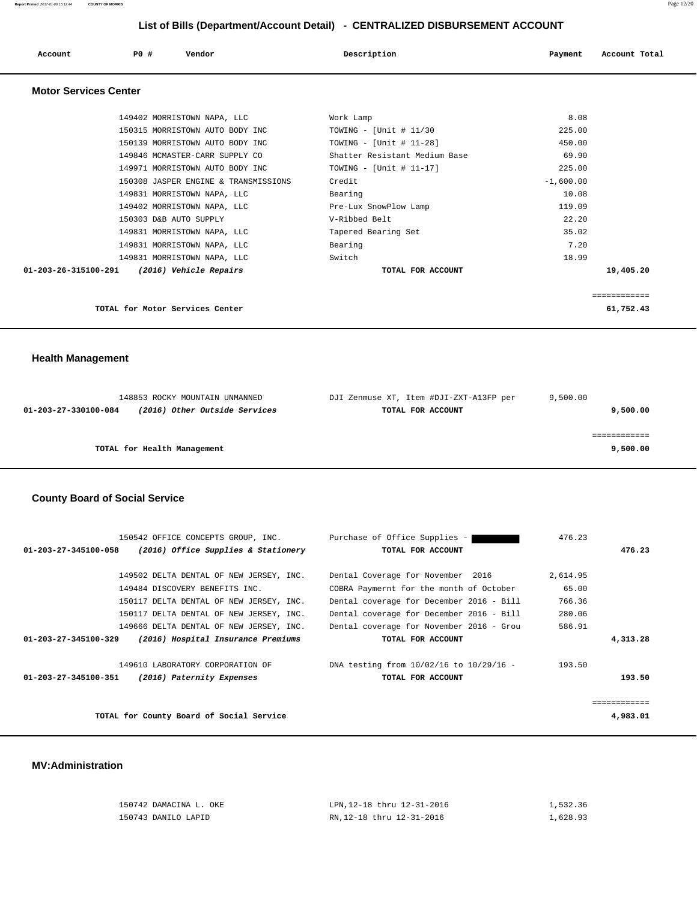# List of Bills (Department/Account Detail) - CENTRALIZED DISBURSEMENT ACCOUNT

| Account | PO # | Vendor | Description | Payment | Account Total |
|---|---|---|---|---|---|

## Motor Services Center

| Account | PO # | Vendor | Description | Payment | Account Total |
|---|---|---|---|---|---|
| | 149402 | MORRISTOWN NAPA, LLC | Work Lamp | 8.08 | |
| | 150315 | MORRISTOWN AUTO BODY INC | TOWING - [Unit # 11/30 | 225.00 | |
| | 150139 | MORRISTOWN AUTO BODY INC | TOWING - [Unit # 11-28] | 450.00 | |
| | 149846 | MCMASTER-CARR SUPPLY CO | Shatter Resistant Medium Base | 69.90 | |
| | 149971 | MORRISTOWN AUTO BODY INC | TOWING - [Unit # 11-17] | 225.00 | |
| | 150308 | JASPER ENGINE & TRANSMISSIONS | Credit | -1,600.00 | |
| | 149831 | MORRISTOWN NAPA, LLC | Bearing | 10.08 | |
| | 149402 | MORRISTOWN NAPA, LLC | Pre-Lux SnowPlow Lamp | 119.09 | |
| | 150303 | D&B AUTO SUPPLY | V-Ribbed Belt | 22.20 | |
| | 149831 | MORRISTOWN NAPA, LLC | Tapered Bearing Set | 35.02 | |
| | 149831 | MORRISTOWN NAPA, LLC | Bearing | 7.20 | |
| | 149831 | MORRISTOWN NAPA, LLC | Switch | 18.99 | |
| **01-203-26-315100-291** | | ***(2016) Vehicle Repairs*** | **TOTAL FOR ACCOUNT** | | **19,405.20** |

**TOTAL for Motor Services Center** — **61,752.43**

## Health Management

| Account | PO # | Vendor | Description | Payment | Account Total |
|---|---|---|---|---|---|
| | 148853 | ROCKY MOUNTAIN UNMANNED | DJI Zenmuse XT, Item #DJI-ZXT-A13FP per | 9,500.00 | |
| **01-203-27-330100-084** | | ***(2016) Other Outside Services*** | **TOTAL FOR ACCOUNT** | | **9,500.00** |

**TOTAL for Health Management** — **9,500.00**

## County Board of Social Service

| Account | PO # | Vendor | Description | Payment | Account Total |
|---|---|---|---|---|---|
| | 150542 | OFFICE CONCEPTS GROUP, INC. | Purchase of Office Supplies - | 476.23 | |
| **01-203-27-345100-058** | | ***(2016) Office Supplies & Stationery*** | **TOTAL FOR ACCOUNT** | | **476.23** |
| | 149502 | DELTA DENTAL OF NEW JERSEY, INC. | Dental Coverage for November 2016 | 2,614.95 | |
| | 149484 | DISCOVERY BENEFITS INC. | COBRA Paymernt for the month of October | 65.00 | |
| | 150117 | DELTA DENTAL OF NEW JERSEY, INC. | Dental coverage for December 2016 - Bill | 766.36 | |
| | 150117 | DELTA DENTAL OF NEW JERSEY, INC. | Dental coverage for December 2016 - Bill | 280.06 | |
| | 149666 | DELTA DENTAL OF NEW JERSEY, INC. | Dental coverage for November 2016 - Grou | 586.91 | |
| **01-203-27-345100-329** | | ***(2016) Hospital Insurance Premiums*** | **TOTAL FOR ACCOUNT** | | **4,313.28** |
| | 149610 | LABORATORY CORPORATION OF | DNA testing from 10/02/16 to 10/29/16 - | 193.50 | |
| **01-203-27-345100-351** | | ***(2016) Paternity Expenses*** | **TOTAL FOR ACCOUNT** | | **193.50** |

**TOTAL for County Board of Social Service** — **4,983.01**

## MV:Administration

| Account | PO # | Vendor | Description | Payment | Account Total |
|---|---|---|---|---|---|
| | 150742 | DAMACINA L. OKE | LPN,12-18 thru 12-31-2016 | 1,532.36 | |
| | 150743 | DANILO LAPID | RN,12-18 thru 12-31-2016 | 1,628.93 | |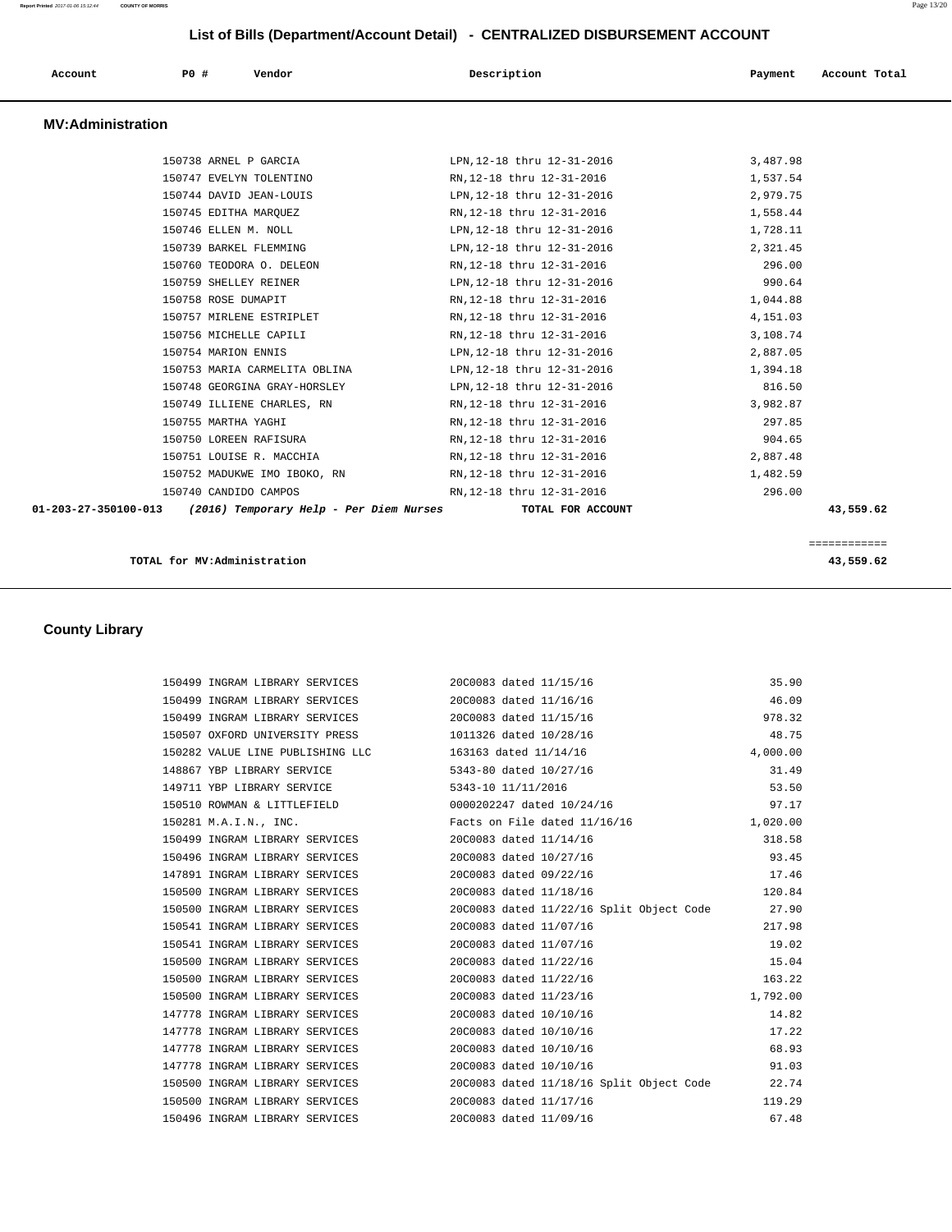## List of Bills (Department/Account Detail) - CENTRALIZED DISBURSEMENT ACCOUNT

| Account | PO # | Vendor | Description | Payment | Account Total |
|---|---|---|---|---|---|

### MV:Administration

| Account | PO # | Vendor | Description | Payment | Account Total |
|---|---|---|---|---|---|
| | 150738 | ARNEL P GARCIA | LPN,12-18 thru 12-31-2016 | 3,487.98 | |
| | 150747 | EVELYN TOLENTINO | RN,12-18 thru 12-31-2016 | 1,537.54 | |
| | 150744 | DAVID JEAN-LOUIS | LPN,12-18 thru 12-31-2016 | 2,979.75 | |
| | 150745 | EDITHA MARQUEZ | RN,12-18 thru 12-31-2016 | 1,558.44 | |
| | 150746 | ELLEN M. NOLL | LPN,12-18 thru 12-31-2016 | 1,728.11 | |
| | 150739 | BARKEL FLEMMING | LPN,12-18 thru 12-31-2016 | 2,321.45 | |
| | 150760 | TEODORA O. DELEON | RN,12-18 thru 12-31-2016 | 296.00 | |
| | 150759 | SHELLEY REINER | LPN,12-18 thru 12-31-2016 | 990.64 | |
| | 150758 | ROSE DUMAPIT | RN,12-18 thru 12-31-2016 | 1,044.88 | |
| | 150757 | MIRLENE ESTRIPLET | RN,12-18 thru 12-31-2016 | 4,151.03 | |
| | 150756 | MICHELLE CAPILI | RN,12-18 thru 12-31-2016 | 3,108.74 | |
| | 150754 | MARION ENNIS | LPN,12-18 thru 12-31-2016 | 2,887.05 | |
| | 150753 | MARIA CARMELITA OBLINA | LPN,12-18 thru 12-31-2016 | 1,394.18 | |
| | 150748 | GEORGINA GRAY-HORSLEY | LPN,12-18 thru 12-31-2016 | 816.50 | |
| | 150749 | ILLIENE CHARLES, RN | RN,12-18 thru 12-31-2016 | 3,982.87 | |
| | 150755 | MARTHA YAGHI | RN,12-18 thru 12-31-2016 | 297.85 | |
| | 150750 | LOREEN RAFISURA | RN,12-18 thru 12-31-2016 | 904.65 | |
| | 150751 | LOUISE R. MACCHIA | RN,12-18 thru 12-31-2016 | 2,887.48 | |
| | 150752 | MADUKWE IMO IBOKO, RN | RN,12-18 thru 12-31-2016 | 1,482.59 | |
| | 150740 | CANDIDO CAMPOS | RN,12-18 thru 12-31-2016 | 296.00 | |
| **01-203-27-350100-013** | | ***(2016) Temporary Help - Per Diem Nurses*** | **TOTAL FOR ACCOUNT** | | **43,559.62** |

**TOTAL for MV:Administration** ============ **43,559.62**

### County Library

| Account | PO # | Vendor | Description | Payment | Account Total |
|---|---|---|---|---|---|
| | 150499 | INGRAM LIBRARY SERVICES | 20C0083 dated 11/15/16 | 35.90 | |
| | 150499 | INGRAM LIBRARY SERVICES | 20C0083 dated 11/16/16 | 46.09 | |
| | 150499 | INGRAM LIBRARY SERVICES | 20C0083 dated 11/15/16 | 978.32 | |
| | 150507 | OXFORD UNIVERSITY PRESS | 1011326 dated 10/28/16 | 48.75 | |
| | 150282 | VALUE LINE PUBLISHING LLC | 163163 dated 11/14/16 | 4,000.00 | |
| | 148867 | YBP LIBRARY SERVICE | 5343-80 dated 10/27/16 | 31.49 | |
| | 149711 | YBP LIBRARY SERVICE | 5343-10 11/11/2016 | 53.50 | |
| | 150510 | ROWMAN & LITTLEFIELD | 0000202247 dated 10/24/16 | 97.17 | |
| | 150281 | M.A.I.N., INC. | Facts on File dated 11/16/16 | 1,020.00 | |
| | 150499 | INGRAM LIBRARY SERVICES | 20C0083 dated 11/14/16 | 318.58 | |
| | 150496 | INGRAM LIBRARY SERVICES | 20C0083 dated 10/27/16 | 93.45 | |
| | 147891 | INGRAM LIBRARY SERVICES | 20C0083 dated 09/22/16 | 17.46 | |
| | 150500 | INGRAM LIBRARY SERVICES | 20C0083 dated 11/18/16 | 120.84 | |
| | 150500 | INGRAM LIBRARY SERVICES | 20C0083 dated 11/22/16 Split Object Code | 27.90 | |
| | 150541 | INGRAM LIBRARY SERVICES | 20C0083 dated 11/07/16 | 217.98 | |
| | 150541 | INGRAM LIBRARY SERVICES | 20C0083 dated 11/07/16 | 19.02 | |
| | 150500 | INGRAM LIBRARY SERVICES | 20C0083 dated 11/22/16 | 15.04 | |
| | 150500 | INGRAM LIBRARY SERVICES | 20C0083 dated 11/22/16 | 163.22 | |
| | 150500 | INGRAM LIBRARY SERVICES | 20C0083 dated 11/23/16 | 1,792.00 | |
| | 147778 | INGRAM LIBRARY SERVICES | 20C0083 dated 10/10/16 | 14.82 | |
| | 147778 | INGRAM LIBRARY SERVICES | 20C0083 dated 10/10/16 | 17.22 | |
| | 147778 | INGRAM LIBRARY SERVICES | 20C0083 dated 10/10/16 | 68.93 | |
| | 147778 | INGRAM LIBRARY SERVICES | 20C0083 dated 10/10/16 | 91.03 | |
| | 150500 | INGRAM LIBRARY SERVICES | 20C0083 dated 11/18/16 Split Object Code | 22.74 | |
| | 150500 | INGRAM LIBRARY SERVICES | 20C0083 dated 11/17/16 | 119.29 | |
| | 150496 | INGRAM LIBRARY SERVICES | 20C0083 dated 11/09/16 | 67.48 | |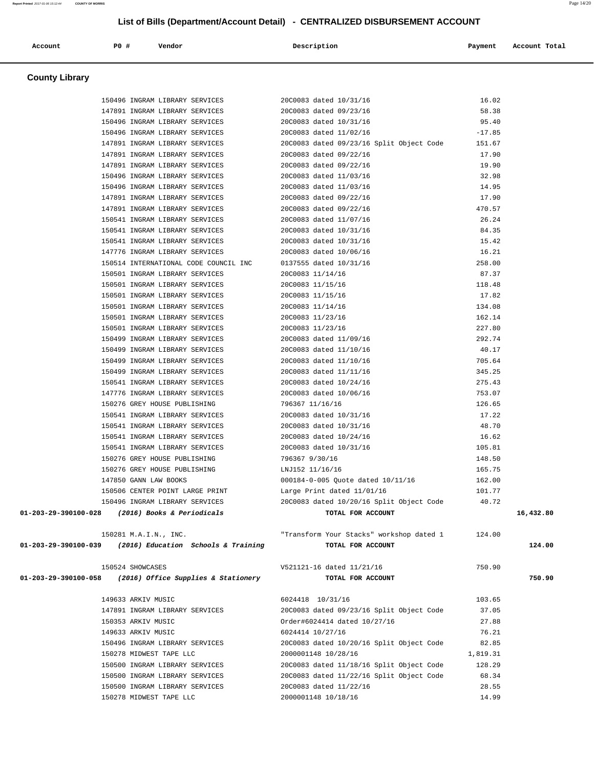## List of Bills (Department/Account Detail) - CENTRALIZED DISBURSEMENT ACCOUNT

| Account | PO # | Vendor | Description | Payment | Account Total |
|---|---|---|---|---|---|

### County Library

| Account | PO # | Vendor | Description | Payment | Account Total |
|---|---|---|---|---|---|
| | 150496 | INGRAM LIBRARY SERVICES | 20C0083 dated 10/31/16 | 16.02 | |
| | 147891 | INGRAM LIBRARY SERVICES | 20C0083 dated 09/23/16 | 58.38 | |
| | 150496 | INGRAM LIBRARY SERVICES | 20C0083 dated 10/31/16 | 95.40 | |
| | 150496 | INGRAM LIBRARY SERVICES | 20C0083 dated 11/02/16 | -17.85 | |
| | 147891 | INGRAM LIBRARY SERVICES | 20C0083 dated 09/23/16 Split Object Code | 151.67 | |
| | 147891 | INGRAM LIBRARY SERVICES | 20C0083 dated 09/22/16 | 17.90 | |
| | 147891 | INGRAM LIBRARY SERVICES | 20C0083 dated 09/22/16 | 19.90 | |
| | 150496 | INGRAM LIBRARY SERVICES | 20C0083 dated 11/03/16 | 32.98 | |
| | 150496 | INGRAM LIBRARY SERVICES | 20C0083 dated 11/03/16 | 14.95 | |
| | 147891 | INGRAM LIBRARY SERVICES | 20C0083 dated 09/22/16 | 17.90 | |
| | 147891 | INGRAM LIBRARY SERVICES | 20C0083 dated 09/22/16 | 470.57 | |
| | 150541 | INGRAM LIBRARY SERVICES | 20C0083 dated 11/07/16 | 26.24 | |
| | 150541 | INGRAM LIBRARY SERVICES | 20C0083 dated 10/31/16 | 84.35 | |
| | 150541 | INGRAM LIBRARY SERVICES | 20C0083 dated 10/31/16 | 15.42 | |
| | 147776 | INGRAM LIBRARY SERVICES | 20C0083 dated 10/06/16 | 16.21 | |
| | 150514 | INTERNATIONAL CODE COUNCIL INC | 0137555 dated 10/31/16 | 258.00 | |
| | 150501 | INGRAM LIBRARY SERVICES | 20C0083 11/14/16 | 87.37 | |
| | 150501 | INGRAM LIBRARY SERVICES | 20C0083 11/15/16 | 118.48 | |
| | 150501 | INGRAM LIBRARY SERVICES | 20C0083 11/15/16 | 17.82 | |
| | 150501 | INGRAM LIBRARY SERVICES | 20C0083 11/14/16 | 134.08 | |
| | 150501 | INGRAM LIBRARY SERVICES | 20C0083 11/23/16 | 162.14 | |
| | 150501 | INGRAM LIBRARY SERVICES | 20C0083 11/23/16 | 227.80 | |
| | 150499 | INGRAM LIBRARY SERVICES | 20C0083 dated 11/09/16 | 292.74 | |
| | 150499 | INGRAM LIBRARY SERVICES | 20C0083 dated 11/10/16 | 40.17 | |
| | 150499 | INGRAM LIBRARY SERVICES | 20C0083 dated 11/10/16 | 705.64 | |
| | 150499 | INGRAM LIBRARY SERVICES | 20C0083 dated 11/11/16 | 345.25 | |
| | 150541 | INGRAM LIBRARY SERVICES | 20C0083 dated 10/24/16 | 275.43 | |
| | 147776 | INGRAM LIBRARY SERVICES | 20C0083 dated 10/06/16 | 753.07 | |
| | 150276 | GREY HOUSE PUBLISHING | 796367 11/16/16 | 126.65 | |
| | 150541 | INGRAM LIBRARY SERVICES | 20C0083 dated 10/31/16 | 17.22 | |
| | 150541 | INGRAM LIBRARY SERVICES | 20C0083 dated 10/31/16 | 48.70 | |
| | 150541 | INGRAM LIBRARY SERVICES | 20C0083 dated 10/24/16 | 16.62 | |
| | 150541 | INGRAM LIBRARY SERVICES | 20C0083 dated 10/31/16 | 105.81 | |
| | 150276 | GREY HOUSE PUBLISHING | 796367 9/30/16 | 148.50 | |
| | 150276 | GREY HOUSE PUBLISHING | LNJ152 11/16/16 | 165.75 | |
| | 147850 | GANN LAW BOOKS | 000184-0-005 Quote dated 10/11/16 | 162.00 | |
| | 150506 | CENTER POINT LARGE PRINT | Large Print dated 11/01/16 | 101.77 | |
| | 150496 | INGRAM LIBRARY SERVICES | 20C0083 dated 10/20/16 Split Object Code | 40.72 | |
| **01-203-29-390100-028** | | ***(2016) Books & Periodicals*** | **TOTAL FOR ACCOUNT** | | **16,432.80** |
| | 150281 | M.A.I.N., INC. | "Transform Your Stacks" workshop dated 1 | 124.00 | |
| **01-203-29-390100-039** | | ***(2016) Education Schools & Training*** | **TOTAL FOR ACCOUNT** | | **124.00** |
| | 150524 | SHOWCASES | V521121-16 dated 11/21/16 | 750.90 | |
| **01-203-29-390100-058** | | ***(2016) Office Supplies & Stationery*** | **TOTAL FOR ACCOUNT** | | **750.90** |
| | 149633 | ARKIV MUSIC | 6024418 10/31/16 | 103.65 | |
| | 147891 | INGRAM LIBRARY SERVICES | 20C0083 dated 09/23/16 Split Object Code | 37.05 | |
| | 150353 | ARKIV MUSIC | Order#6024414 dated 10/27/16 | 27.88 | |
| | 149633 | ARKIV MUSIC | 6024414 10/27/16 | 76.21 | |
| | 150496 | INGRAM LIBRARY SERVICES | 20C0083 dated 10/20/16 Split Object Code | 82.85 | |
| | 150278 | MIDWEST TAPE LLC | 2000001148 10/28/16 | 1,819.31 | |
| | 150500 | INGRAM LIBRARY SERVICES | 20C0083 dated 11/18/16 Split Object Code | 128.29 | |
| | 150500 | INGRAM LIBRARY SERVICES | 20C0083 dated 11/22/16 Split Object Code | 68.34 | |
| | 150500 | INGRAM LIBRARY SERVICES | 20C0083 dated 11/22/16 | 28.55 | |
| | 150278 | MIDWEST TAPE LLC | 2000001148 10/18/16 | 14.99 | |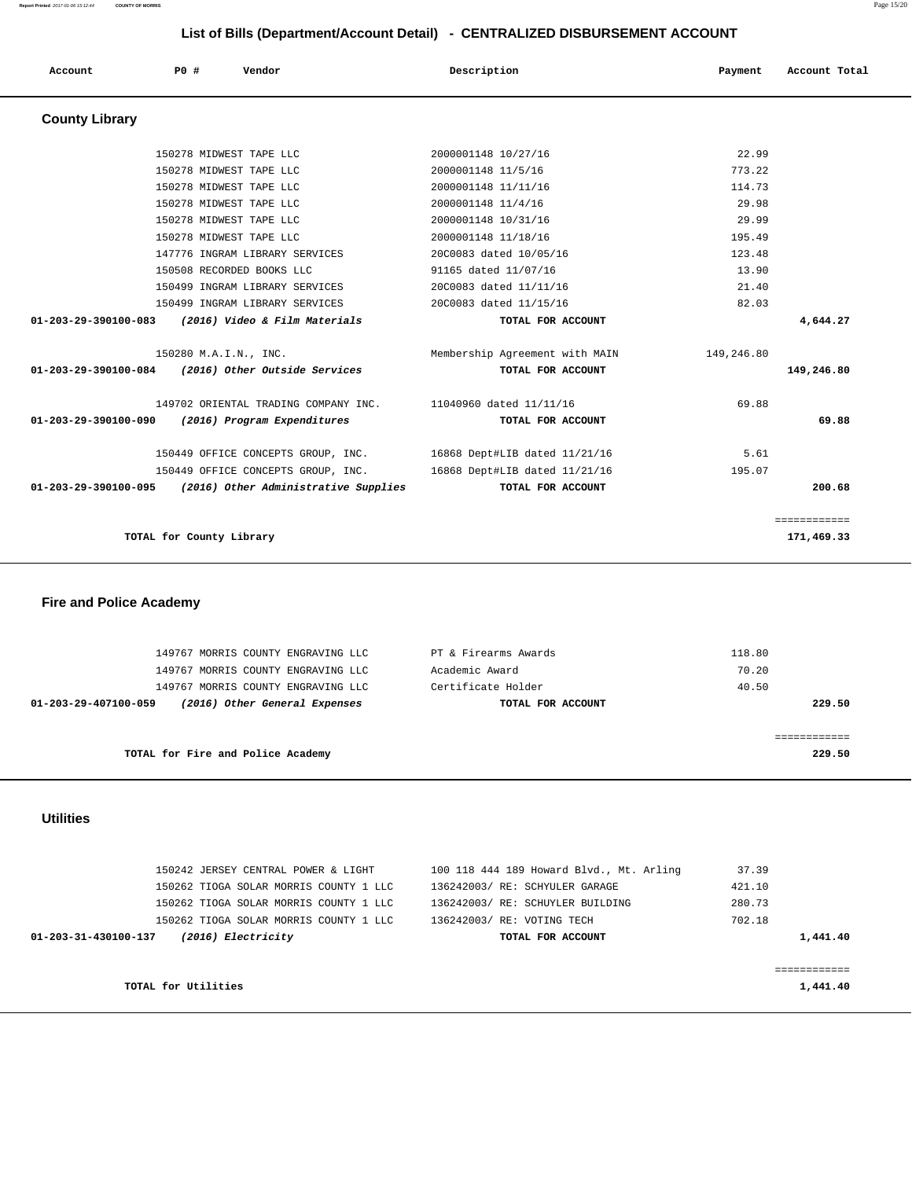# List of Bills (Department/Account Detail) - CENTRALIZED DISBURSEMENT ACCOUNT

| Account | PO # | Vendor | Description | Payment | Account Total |
|---|---|---|---|---|---|

## County Library

| Account | PO # | Vendor | Description | Payment | Account Total |
|---|---|---|---|---|---|
| | 150278 | MIDWEST TAPE LLC | 2000001148 10/27/16 | 22.99 | |
| | 150278 | MIDWEST TAPE LLC | 2000001148 11/5/16 | 773.22 | |
| | 150278 | MIDWEST TAPE LLC | 2000001148 11/11/16 | 114.73 | |
| | 150278 | MIDWEST TAPE LLC | 2000001148 11/4/16 | 29.98 | |
| | 150278 | MIDWEST TAPE LLC | 2000001148 10/31/16 | 29.99 | |
| | 150278 | MIDWEST TAPE LLC | 2000001148 11/18/16 | 195.49 | |
| | 147776 | INGRAM LIBRARY SERVICES | 20C0083 dated 10/05/16 | 123.48 | |
| | 150508 | RECORDED BOOKS LLC | 91165 dated 11/07/16 | 13.90 | |
| | 150499 | INGRAM LIBRARY SERVICES | 20C0083 dated 11/11/16 | 21.40 | |
| | 150499 | INGRAM LIBRARY SERVICES | 20C0083 dated 11/15/16 | 82.03 | |
| **01-203-29-390100-083** | | ***(2016) Video & Film Materials*** | **TOTAL FOR ACCOUNT** | | **4,644.27** |
| | 150280 | M.A.I.N., INC. | Membership Agreement with MAIN | 149,246.80 | |
| **01-203-29-390100-084** | | ***(2016) Other Outside Services*** | **TOTAL FOR ACCOUNT** | | **149,246.80** |
| | 149702 | ORIENTAL TRADING COMPANY INC. | 11040960 dated 11/11/16 | 69.88 | |
| **01-203-29-390100-090** | | ***(2016) Program Expenditures*** | **TOTAL FOR ACCOUNT** | | **69.88** |
| | 150449 | OFFICE CONCEPTS GROUP, INC. | 16868 Dept#LIB dated 11/21/16 | 5.61 | |
| | 150449 | OFFICE CONCEPTS GROUP, INC. | 16868 Dept#LIB dated 11/21/16 | 195.07 | |
| **01-203-29-390100-095** | | ***(2016) Other Administrative Supplies*** | **TOTAL FOR ACCOUNT** | | **200.68** |
| | | | | | ============ |
| | | **TOTAL for County Library** | | | **171,469.33** |

## Fire and Police Academy

| Account | PO # | Vendor | Description | Payment | Account Total |
|---|---|---|---|---|---|
| | 149767 | MORRIS COUNTY ENGRAVING LLC | PT & Firearms Awards | 118.80 | |
| | 149767 | MORRIS COUNTY ENGRAVING LLC | Academic Award | 70.20 | |
| | 149767 | MORRIS COUNTY ENGRAVING LLC | Certificate Holder | 40.50 | |
| **01-203-29-407100-059** | | ***(2016) Other General Expenses*** | **TOTAL FOR ACCOUNT** | | **229.50** |
| | | | | | ============ |
| | | **TOTAL for Fire and Police Academy** | | | **229.50** |

## Utilities

| Account | PO # | Vendor | Description | Payment | Account Total |
|---|---|---|---|---|---|
| | 150242 | JERSEY CENTRAL POWER & LIGHT | 100 118 444 189 Howard Blvd., Mt. Arling | 37.39 | |
| | 150262 | TIOGA SOLAR MORRIS COUNTY 1 LLC | 136242003/ RE: SCHYULER GARAGE | 421.10 | |
| | 150262 | TIOGA SOLAR MORRIS COUNTY 1 LLC | 136242003/ RE: SCHUYLER BUILDING | 280.73 | |
| | 150262 | TIOGA SOLAR MORRIS COUNTY 1 LLC | 136242003/ RE: VOTING TECH | 702.18 | |
| **01-203-31-430100-137** | | ***(2016) Electricity*** | **TOTAL FOR ACCOUNT** | | **1,441.40** |
| | | | | | ============ |
| | | **TOTAL for Utilities** | | | **1,441.40** |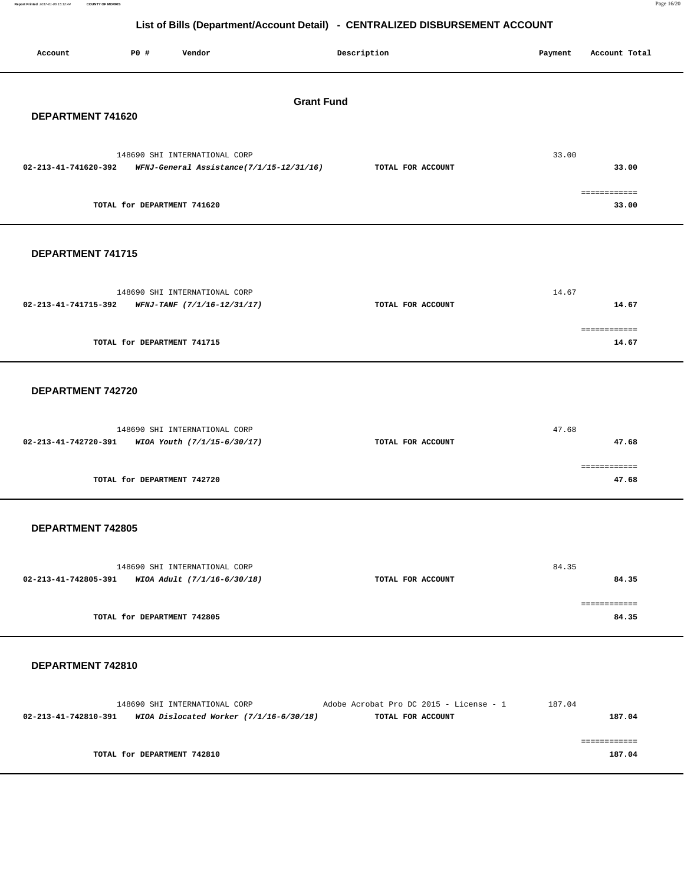# List of Bills (Department/Account Detail) - CENTRALIZED DISBURSEMENT ACCOUNT

| Account | PO # | Vendor | Description | Payment | Account Total |
|---|---|---|---|---|---|

## Grant Fund

### DEPARTMENT 741620

| Account | PO # | Vendor | Description | Payment | Account Total |
|---|---|---|---|---|---|
| | 148690 | SHI INTERNATIONAL CORP | | 33.00 | |
| **02-213-41-741620-392** | | ***WFNJ-General Assistance(7/1/15-12/31/16)*** | **TOTAL FOR ACCOUNT** | | **33.00** |
| | | | | | ============ |
| | **TOTAL for DEPARTMENT 741620** | | | | **33.00** |

### DEPARTMENT 741715

| Account | PO # | Vendor | Description | Payment | Account Total |
|---|---|---|---|---|---|
| | 148690 | SHI INTERNATIONAL CORP | | 14.67 | |
| **02-213-41-741715-392** | | ***WFNJ-TANF (7/1/16-12/31/17)*** | **TOTAL FOR ACCOUNT** | | **14.67** |
| | | | | | ============ |
| | **TOTAL for DEPARTMENT 741715** | | | | **14.67** |

### DEPARTMENT 742720

| Account | PO # | Vendor | Description | Payment | Account Total |
|---|---|---|---|---|---|
| | 148690 | SHI INTERNATIONAL CORP | | 47.68 | |
| **02-213-41-742720-391** | | ***WIOA Youth (7/1/15-6/30/17)*** | **TOTAL FOR ACCOUNT** | | **47.68** |
| | | | | | ============ |
| | **TOTAL for DEPARTMENT 742720** | | | | **47.68** |

### DEPARTMENT 742805

| Account | PO # | Vendor | Description | Payment | Account Total |
|---|---|---|---|---|---|
| | 148690 | SHI INTERNATIONAL CORP | | 84.35 | |
| **02-213-41-742805-391** | | ***WIOA Adult (7/1/16-6/30/18)*** | **TOTAL FOR ACCOUNT** | | **84.35** |
| | | | | | ============ |
| | **TOTAL for DEPARTMENT 742805** | | | | **84.35** |

### DEPARTMENT 742810

| Account | PO # | Vendor | Description | Payment | Account Total |
|---|---|---|---|---|---|
| | 148690 | SHI INTERNATIONAL CORP | Adobe Acrobat Pro DC 2015 - License - 1 | 187.04 | |
| **02-213-41-742810-391** | | ***WIOA Dislocated Worker (7/1/16-6/30/18)*** | **TOTAL FOR ACCOUNT** | | **187.04** |
| | | | | | ============ |
| | **TOTAL for DEPARTMENT 742810** | | | | **187.04** |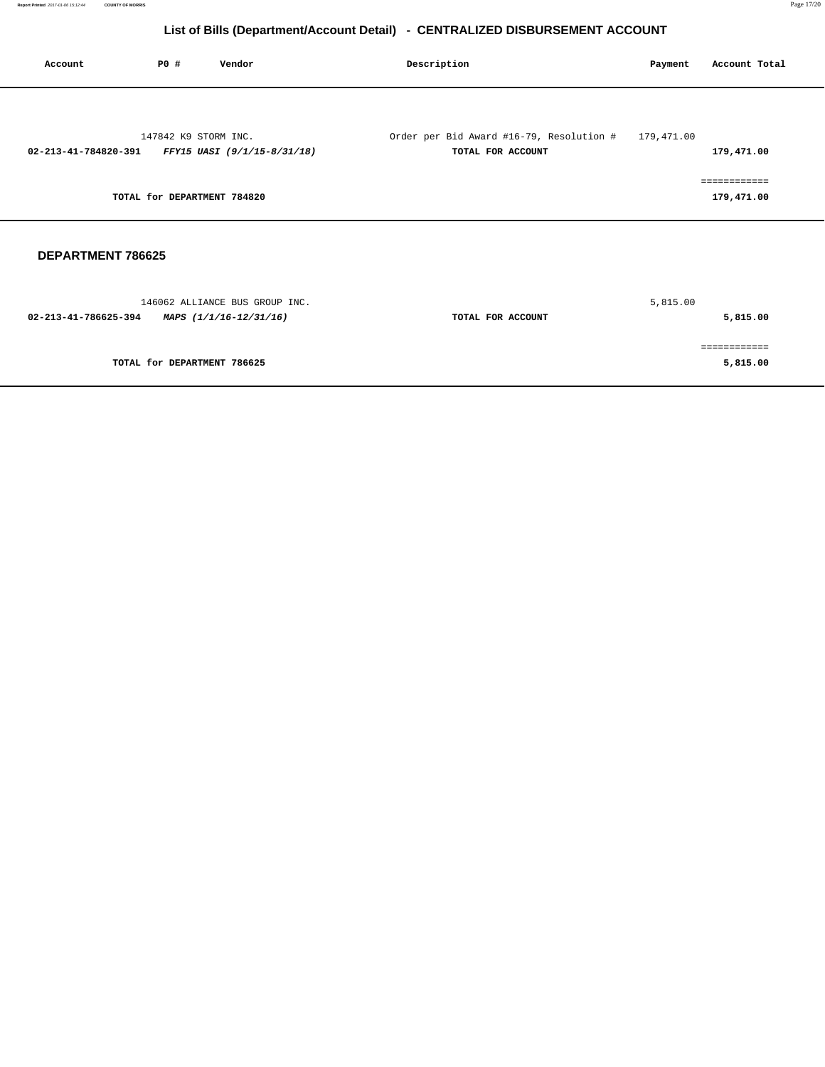# List of Bills (Department/Account Detail) - CENTRALIZED DISBURSEMENT ACCOUNT

| Account | PO # | Vendor | Description | Payment | Account Total |
|---|---|---|---|---|---|
| | 147842 | K9 STORM INC. | Order per Bid Award #16-79, Resolution # | 179,471.00 | |
| **02-213-41-784820-391** | | ***FFY15 UASI (9/1/15-8/31/18)*** | **TOTAL FOR ACCOUNT** | | **179,471.00** |
| | | | | | ============ |
| | **TOTAL for DEPARTMENT 784820** | | | | **179,471.00** |

## DEPARTMENT 786625

| Account | PO # | Vendor | Description | Payment | Account Total |
|---|---|---|---|---|---|
| | 146062 | ALLIANCE BUS GROUP INC. | | 5,815.00 | |
| **02-213-41-786625-394** | | ***MAPS (1/1/16-12/31/16)*** | **TOTAL FOR ACCOUNT** | | **5,815.00** |
| | | | | | ============ |
| | **TOTAL for DEPARTMENT 786625** | | | | **5,815.00** |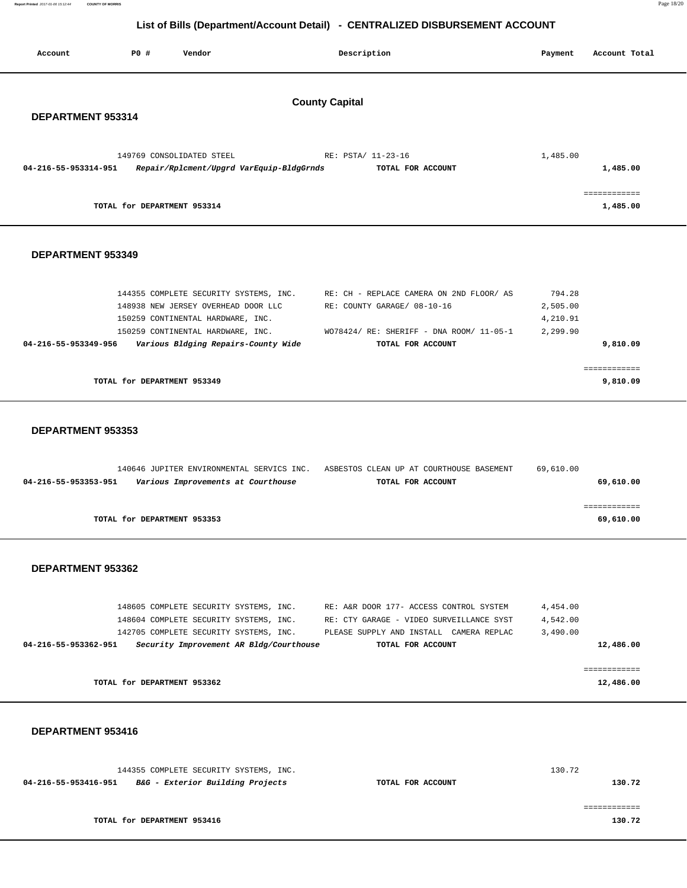## List of Bills (Department/Account Detail) - CENTRALIZED DISBURSEMENT ACCOUNT

| Account | PO # | Vendor | Description | Payment | Account Total |
|---|---|---|---|---|---|

### County Capital

#### DEPARTMENT 953314

| Account | PO # | Vendor | Description | Payment | Account Total |
|---|---|---|---|---|---|
| | 149769 | CONSOLIDATED STEEL | RE: PSTA/ 11-23-16 | 1,485.00 | |
| **04-216-55-953314-951** | | ***Repair/Rplcment/Upgrd VarEquip-BldgGrnds*** | **TOTAL FOR ACCOUNT** | | **1,485.00** |
| | | | | | ============ |
| | **TOTAL for DEPARTMENT 953314** | | | | **1,485.00** |

#### DEPARTMENT 953349

| Account | PO # | Vendor | Description | Payment | Account Total |
|---|---|---|---|---|---|
| | 144355 | COMPLETE SECURITY SYSTEMS, INC. | RE: CH - REPLACE CAMERA ON 2ND FLOOR/ AS | 794.28 | |
| | 148938 | NEW JERSEY OVERHEAD DOOR LLC | RE: COUNTY GARAGE/ 08-10-16 | 2,505.00 | |
| | 150259 | CONTINENTAL HARDWARE, INC. | | 4,210.91 | |
| | 150259 | CONTINENTAL HARDWARE, INC. | WO78424/ RE: SHERIFF - DNA ROOM/ 11-05-1 | 2,299.90 | |
| **04-216-55-953349-956** | | ***Various Bldging Repairs-County Wide*** | **TOTAL FOR ACCOUNT** | | **9,810.09** |
| | | | | | ============ |
| | **TOTAL for DEPARTMENT 953349** | | | | **9,810.09** |

#### DEPARTMENT 953353

| Account | PO # | Vendor | Description | Payment | Account Total |
|---|---|---|---|---|---|
| | 140646 | JUPITER ENVIRONMENTAL SERVICS INC. | ASBESTOS CLEAN UP AT COURTHOUSE BASEMENT | 69,610.00 | |
| **04-216-55-953353-951** | | ***Various Improvements at Courthouse*** | **TOTAL FOR ACCOUNT** | | **69,610.00** |
| | | | | | ============ |
| | **TOTAL for DEPARTMENT 953353** | | | | **69,610.00** |

#### DEPARTMENT 953362

| Account | PO # | Vendor | Description | Payment | Account Total |
|---|---|---|---|---|---|
| | 148605 | COMPLETE SECURITY SYSTEMS, INC. | RE: A&R DOOR 177- ACCESS CONTROL SYSTEM | 4,454.00 | |
| | 148604 | COMPLETE SECURITY SYSTEMS, INC. | RE: CTY GARAGE - VIDEO SURVEILLANCE SYST | 4,542.00 | |
| | 142705 | COMPLETE SECURITY SYSTEMS, INC. | PLEASE SUPPLY AND INSTALL CAMERA REPLAC | 3,490.00 | |
| **04-216-55-953362-951** | | ***Security Improvement AR Bldg/Courthouse*** | **TOTAL FOR ACCOUNT** | | **12,486.00** |
| | | | | | ============ |
| | **TOTAL for DEPARTMENT 953362** | | | | **12,486.00** |

#### DEPARTMENT 953416

| Account | PO # | Vendor | Description | Payment | Account Total |
|---|---|---|---|---|---|
| | 144355 | COMPLETE SECURITY SYSTEMS, INC. | | 130.72 | |
| **04-216-55-953416-951** | | ***B&G - Exterior Building Projects*** | **TOTAL FOR ACCOUNT** | | **130.72** |
| | | | | | ============ |
| | **TOTAL for DEPARTMENT 953416** | | | | **130.72** |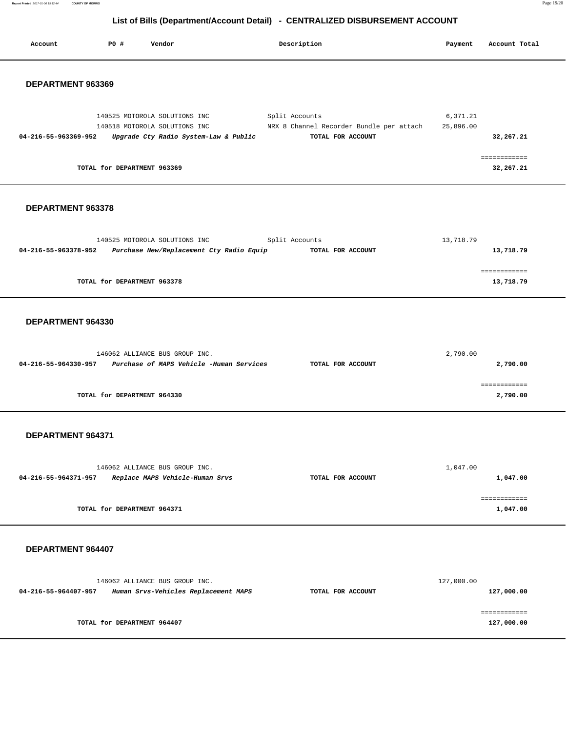## List of Bills (Department/Account Detail) - CENTRALIZED DISBURSEMENT ACCOUNT

| Account | PO # | Vendor | Description | Payment | Account Total |
|---|---|---|---|---|---|

### DEPARTMENT 963369

| Account | PO # | Vendor | Description | Payment | Account Total |
|---|---|---|---|---|---|
| | 140525 | MOTOROLA SOLUTIONS INC | Split Accounts | 6,371.21 | |
| | 140518 | MOTOROLA SOLUTIONS INC | NRX 8 Channel Recorder Bundle per attach | 25,896.00 | |
| **04-216-55-963369-952** | | ***Upgrade Cty Radio System-Law & Public*** | **TOTAL FOR ACCOUNT** | | **32,267.21** |

**TOTAL for DEPARTMENT 963369** ============ **32,267.21**

### DEPARTMENT 963378

| Account | PO # | Vendor | Description | Payment | Account Total |
|---|---|---|---|---|---|
| | 140525 | MOTOROLA SOLUTIONS INC | Split Accounts | 13,718.79 | |
| **04-216-55-963378-952** | | ***Purchase New/Replacement Cty Radio Equip*** | **TOTAL FOR ACCOUNT** | | **13,718.79** |

**TOTAL for DEPARTMENT 963378** ============ **13,718.79**

### DEPARTMENT 964330

| Account | PO # | Vendor | Description | Payment | Account Total |
|---|---|---|---|---|---|
| | 146062 | ALLIANCE BUS GROUP INC. | | 2,790.00 | |
| **04-216-55-964330-957** | | ***Purchase of MAPS Vehicle -Human Services*** | **TOTAL FOR ACCOUNT** | | **2,790.00** |

**TOTAL for DEPARTMENT 964330** ============ **2,790.00**

### DEPARTMENT 964371

| Account | PO # | Vendor | Description | Payment | Account Total |
|---|---|---|---|---|---|
| | 146062 | ALLIANCE BUS GROUP INC. | | 1,047.00 | |
| **04-216-55-964371-957** | | ***Replace MAPS Vehicle-Human Srvs*** | **TOTAL FOR ACCOUNT** | | **1,047.00** |

**TOTAL for DEPARTMENT 964371** ============ **1,047.00**

### DEPARTMENT 964407

| Account | PO # | Vendor | Description | Payment | Account Total |
|---|---|---|---|---|---|
| | 146062 | ALLIANCE BUS GROUP INC. | | 127,000.00 | |
| **04-216-55-964407-957** | | ***Human Srvs-Vehicles Replacement MAPS*** | **TOTAL FOR ACCOUNT** | | **127,000.00** |

**TOTAL for DEPARTMENT 964407** ============ **127,000.00**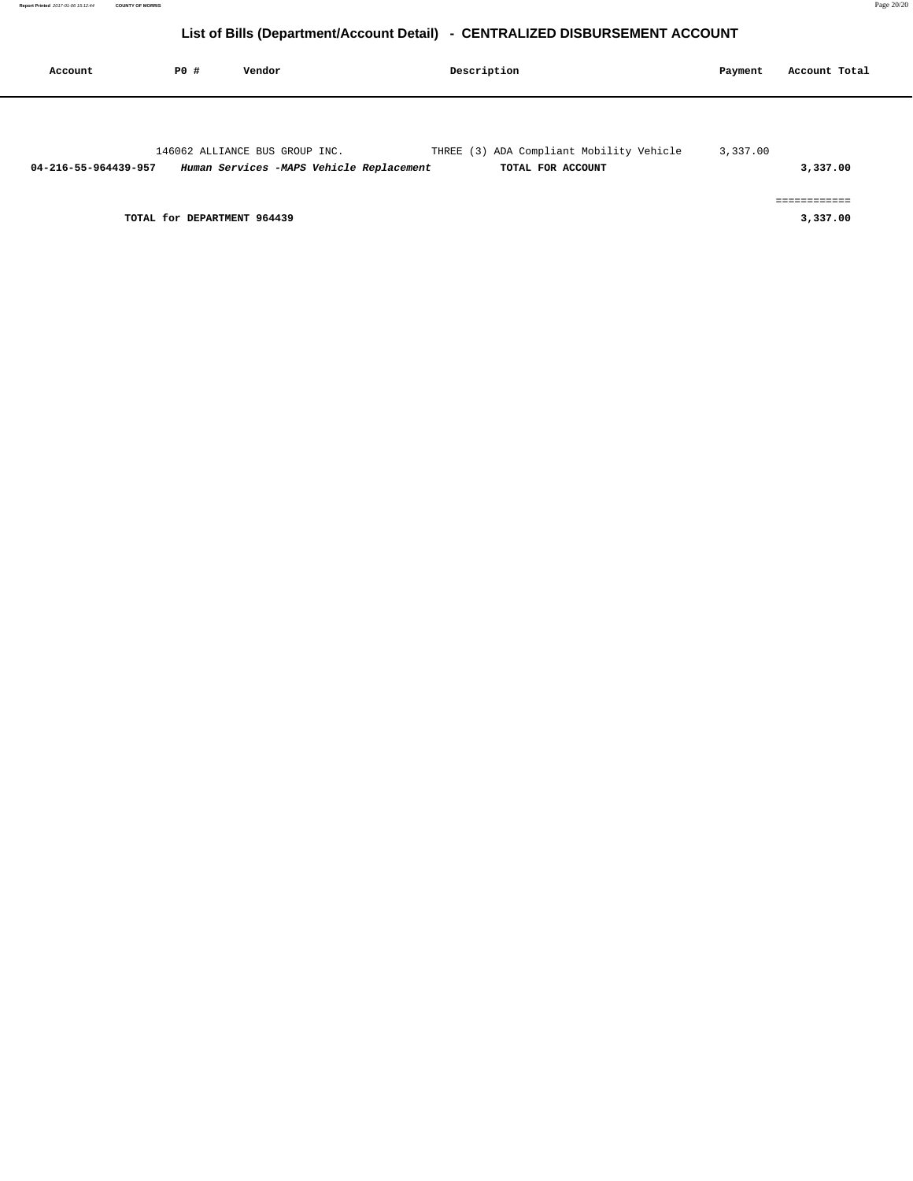## List of Bills (Department/Account Detail) - CENTRALIZED DISBURSEMENT ACCOUNT

| Account | PO # | Vendor | Description | Payment | Account Total |
|---|---|---|---|---|---|
| | 146062 | ALLIANCE BUS GROUP INC. | THREE (3) ADA Compliant Mobility Vehicle | 3,337.00 | |
| **04-216-55-964439-957** | | ***Human Services -MAPS Vehicle Replacement*** | **TOTAL FOR ACCOUNT** | | **3,337.00** |
| | | | | | ============ |
| | **TOTAL for DEPARTMENT 964439** | | | | **3,337.00** |